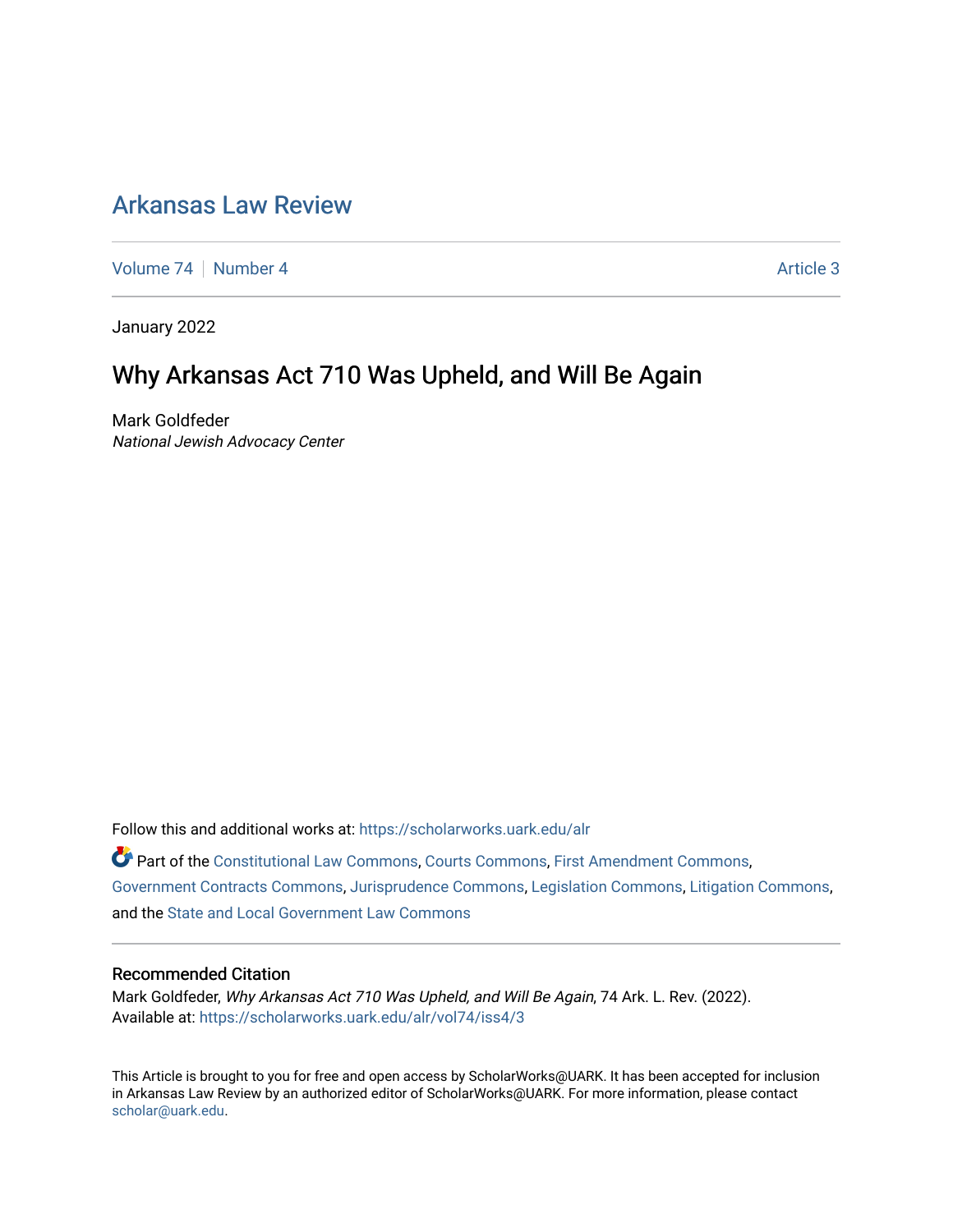# Arkansas Law Review

Volume 74 | Number 4 | Article 3

January 2022

## Why Arkansas Act 710 Was Upheld, and Will Be Again

Mark Goldfeder
*National Jewish Advocacy Center*

Follow this and additional works at: https://scholarworks.uark.edu/alr

Part of the Constitutional Law Commons, Courts Commons, First Amendment Commons, Government Contracts Commons, Jurisprudence Commons, Legislation Commons, Litigation Commons, and the State and Local Government Law Commons

### Recommended Citation

Mark Goldfeder, *Why Arkansas Act 710 Was Upheld, and Will Be Again*, 74 Ark. L. Rev. (2022).
Available at: https://scholarworks.uark.edu/alr/vol74/iss4/3

This Article is brought to you for free and open access by ScholarWorks@UARK. It has been accepted for inclusion in Arkansas Law Review by an authorized editor of ScholarWorks@UARK. For more information, please contact scholar@uark.edu.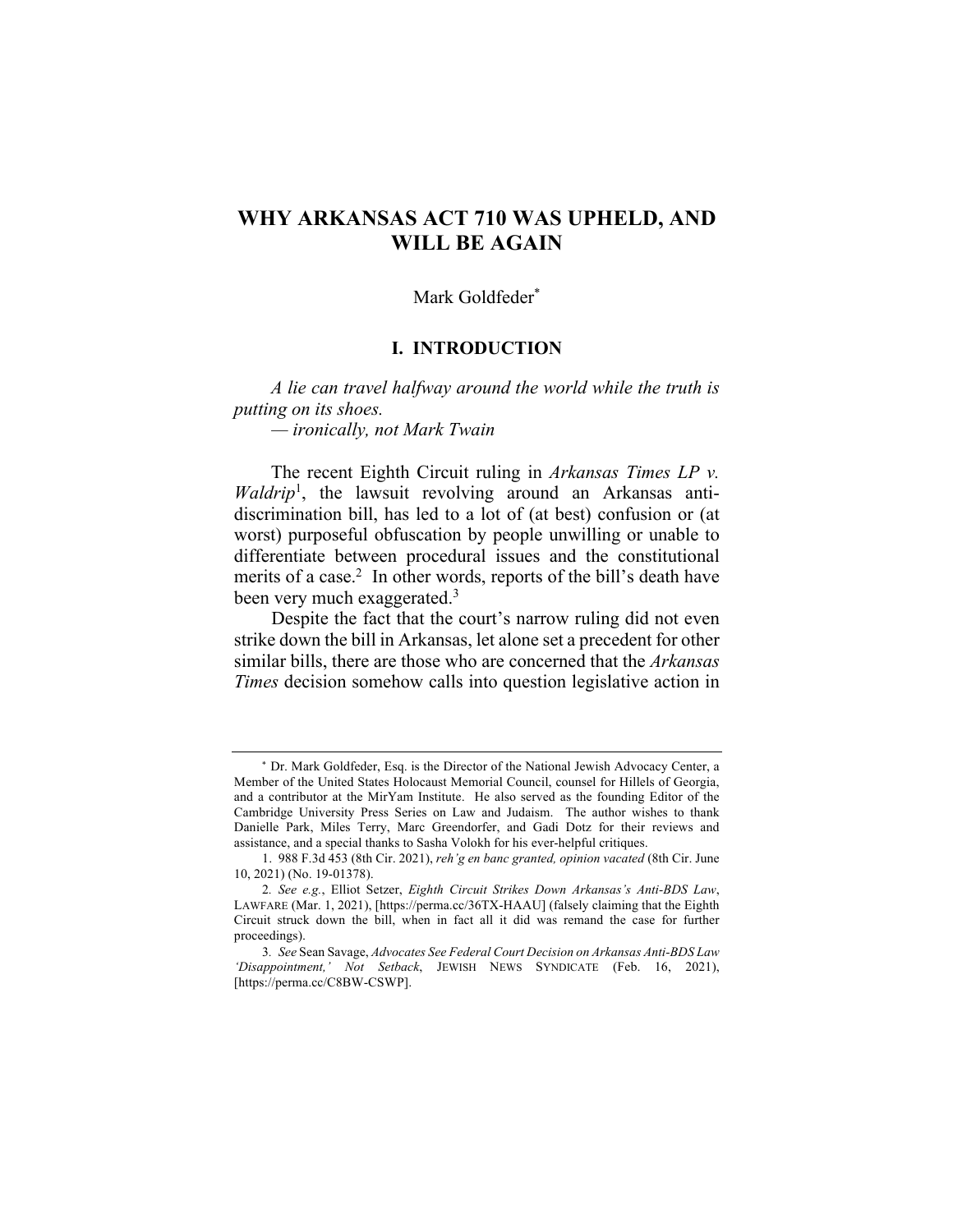# WHY ARKANSAS ACT 710 WAS UPHELD, AND WILL BE AGAIN

Mark Goldfeder[*]

## I. INTRODUCTION

*A lie can travel halfway around the world while the truth is putting on its shoes.*
*— ironically, not Mark Twain*

The recent Eighth Circuit ruling in *Arkansas Times LP v. Waldrip*[1], the lawsuit revolving around an Arkansas anti-discrimination bill, has led to a lot of (at best) confusion or (at worst) purposeful obfuscation by people unwilling or unable to differentiate between procedural issues and the constitutional merits of a case.[2] In other words, reports of the bill's death have been very much exaggerated.[3]

Despite the fact that the court's narrow ruling did not even strike down the bill in Arkansas, let alone set a precedent for other similar bills, there are those who are concerned that the *Arkansas Times* decision somehow calls into question legislative action in

---

[*] Dr. Mark Goldfeder, Esq. is the Director of the National Jewish Advocacy Center, a Member of the United States Holocaust Memorial Council, counsel for Hillels of Georgia, and a contributor at the MirYam Institute. He also served as the founding Editor of the Cambridge University Press Series on Law and Judaism. The author wishes to thank Danielle Park, Miles Terry, Marc Greendorfer, and Gadi Dotz for their reviews and assistance, and a special thanks to Sasha Volokh for his ever-helpful critiques.

1. 988 F.3d 453 (8th Cir. 2021), *reh'g en banc granted, opinion vacated* (8th Cir. June 10, 2021) (No. 19-01378).

2. *See e.g.*, Elliot Setzer, *Eighth Circuit Strikes Down Arkansas's Anti-BDS Law*, LAWFARE (Mar. 1, 2021), [https://perma.cc/36TX-HAAU] (falsely claiming that the Eighth Circuit struck down the bill, when in fact all it did was remand the case for further proceedings).

3. *See* Sean Savage, *Advocates See Federal Court Decision on Arkansas Anti-BDS Law 'Disappointment,' Not Setback*, JEWISH NEWS SYNDICATE (Feb. 16, 2021), [https://perma.cc/C8BW-CSWP].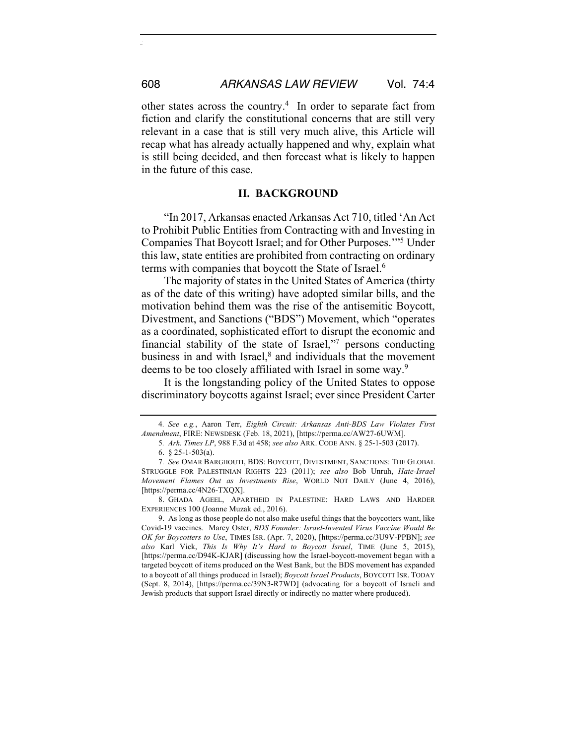other states across the country.[4] In order to separate fact from fiction and clarify the constitutional concerns that are still very relevant in a case that is still very much alive, this Article will recap what has already actually happened and why, explain what is still being decided, and then forecast what is likely to happen in the future of this case.

## II. BACKGROUND

"In 2017, Arkansas enacted Arkansas Act 710, titled 'An Act to Prohibit Public Entities from Contracting with and Investing in Companies That Boycott Israel; and for Other Purposes.'"[5] Under this law, state entities are prohibited from contracting on ordinary terms with companies that boycott the State of Israel.[6]

The majority of states in the United States of America (thirty as of the date of this writing) have adopted similar bills, and the motivation behind them was the rise of the antisemitic Boycott, Divestment, and Sanctions ("BDS") Movement, which "operates as a coordinated, sophisticated effort to disrupt the economic and financial stability of the state of Israel,"[7] persons conducting business in and with Israel,[8] and individuals that the movement deems to be too closely affiliated with Israel in some way.[9]

It is the longstanding policy of the United States to oppose discriminatory boycotts against Israel; ever since President Carter

---

4. *See e.g.*, Aaron Terr, *Eighth Circuit: Arkansas Anti-BDS Law Violates First Amendment*, FIRE: NEWSDESK (Feb. 18, 2021), [https://perma.cc/AW27-6UWM].

5. *Ark. Times LP*, 988 F.3d at 458; *see also* ARK. CODE ANN. § 25-1-503 (2017).

6. § 25-1-503(a).

7. *See* OMAR BARGHOUTI, BDS: BOYCOTT, DIVESTMENT, SANCTIONS: THE GLOBAL STRUGGLE FOR PALESTINIAN RIGHTS 223 (2011); *see also* Bob Unruh, *Hate-Israel Movement Flames Out as Investments Rise*, WORLD NOT DAILY (June 4, 2016), [https://perma.cc/4N26-TXQX].

8. GHADA AGEEL, APARTHEID IN PALESTINE: HARD LAWS AND HARDER EXPERIENCES 100 (Joanne Muzak ed., 2016).

9. As long as those people do not also make useful things that the boycotters want, like Covid-19 vaccines. Marcy Oster, *BDS Founder: Israel-Invented Virus Vaccine Would Be OK for Boycotters to Use*, TIMES ISR. (Apr. 7, 2020), [https://perma.cc/3U9V-PPBN]; *see also* Karl Vick, *This Is Why It's Hard to Boycott Israel*, TIME (June 5, 2015), [https://perma.cc/D94K-KJAR] (discussing how the Israel-boycott-movement began with a targeted boycott of items produced on the West Bank, but the BDS movement has expanded to a boycott of all things produced in Israel); *Boycott Israel Products*, BOYCOTT ISR. TODAY (Sept. 8, 2014), [https://perma.cc/39N3-R7WD] (advocating for a boycott of Israeli and Jewish products that support Israel directly or indirectly no matter where produced).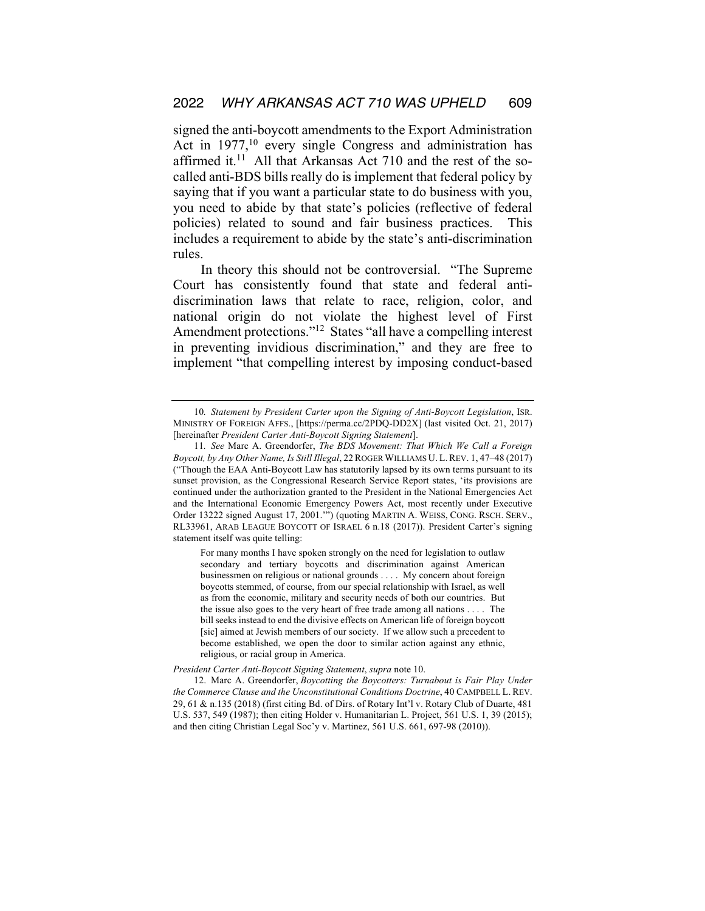signed the anti-boycott amendments to the Export Administration Act in 1977,[10] every single Congress and administration has affirmed it.[11] All that Arkansas Act 710 and the rest of the so-called anti-BDS bills really do is implement that federal policy by saying that if you want a particular state to do business with you, you need to abide by that state's policies (reflective of federal policies) related to sound and fair business practices. This includes a requirement to abide by the state's anti-discrimination rules.

In theory this should not be controversial. "The Supreme Court has consistently found that state and federal anti-discrimination laws that relate to race, religion, color, and national origin do not violate the highest level of First Amendment protections."[12] States "all have a compelling interest in preventing invidious discrimination," and they are free to implement "that compelling interest by imposing conduct-based

---

10. *Statement by President Carter upon the Signing of Anti-Boycott Legislation*, ISR. MINISTRY OF FOREIGN AFFS., [https://perma.cc/2PDQ-DD2X] (last visited Oct. 21, 2017) [hereinafter *President Carter Anti-Boycott Signing Statement*].

11. *See* Marc A. Greendorfer, *The BDS Movement: That Which We Call a Foreign Boycott, by Any Other Name, Is Still Illegal*, 22 ROGER WILLIAMS U. L. REV. 1, 47–48 (2017) ("Though the EAA Anti-Boycott Law has statutorily lapsed by its own terms pursuant to its sunset provision, as the Congressional Research Service Report states, 'its provisions are continued under the authorization granted to the President in the National Emergencies Act and the International Economic Emergency Powers Act, most recently under Executive Order 13222 signed August 17, 2001.'") (quoting MARTIN A. WEISS, CONG. RSCH. SERV., RL33961, ARAB LEAGUE BOYCOTT OF ISRAEL 6 n.18 (2017)). President Carter's signing statement itself was quite telling:

> For many months I have spoken strongly on the need for legislation to outlaw secondary and tertiary boycotts and discrimination against American businessmen on religious or national grounds . . . . My concern about foreign boycotts stemmed, of course, from our special relationship with Israel, as well as from the economic, military and security needs of both our countries. But the issue also goes to the very heart of free trade among all nations . . . . The bill seeks instead to end the divisive effects on American life of foreign boycott [sic] aimed at Jewish members of our society. If we allow such a precedent to become established, we open the door to similar action against any ethnic, religious, or racial group in America.

*President Carter Anti-Boycott Signing Statement*, *supra* note 10.

12. Marc A. Greendorfer, *Boycotting the Boycotters: Turnabout is Fair Play Under the Commerce Clause and the Unconstitutional Conditions Doctrine*, 40 CAMPBELL L. REV. 29, 61 & n.135 (2018) (first citing Bd. of Dirs. of Rotary Int'l v. Rotary Club of Duarte, 481 U.S. 537, 549 (1987); then citing Holder v. Humanitarian L. Project, 561 U.S. 1, 39 (2015); and then citing Christian Legal Soc'y v. Martinez, 561 U.S. 661, 697-98 (2010)).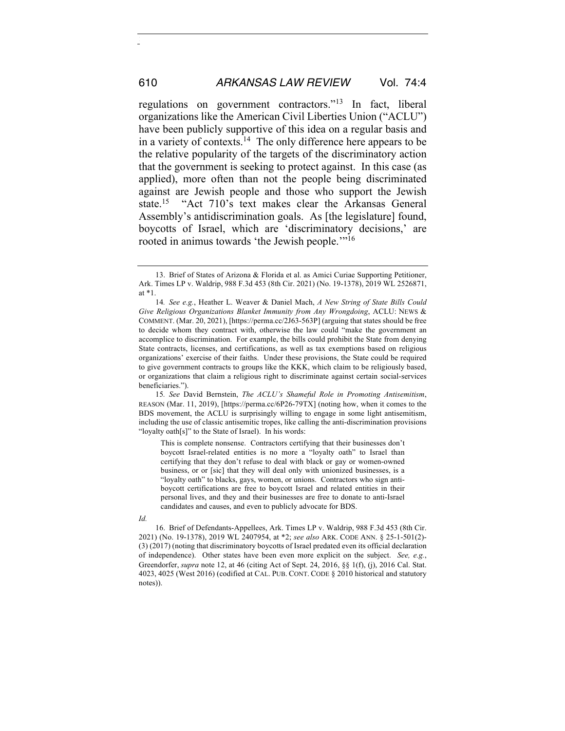regulations on government contractors."[13] In fact, liberal organizations like the American Civil Liberties Union ("ACLU") have been publicly supportive of this idea on a regular basis and in a variety of contexts.[14] The only difference here appears to be the relative popularity of the targets of the discriminatory action that the government is seeking to protect against. In this case (as applied), more often than not the people being discriminated against are Jewish people and those who support the Jewish state.[15] "Act 710's text makes clear the Arkansas General Assembly's antidiscrimination goals. As [the legislature] found, boycotts of Israel, which are 'discriminatory decisions,' are rooted in animus towards 'the Jewish people.'"[16]

---

13. Brief of States of Arizona & Florida et al. as Amici Curiae Supporting Petitioner, Ark. Times LP v. Waldrip, 988 F.3d 453 (8th Cir. 2021) (No. 19-1378), 2019 WL 2526871, at *1.

14. *See e.g.*, Heather L. Weaver & Daniel Mach, *A New String of State Bills Could Give Religious Organizations Blanket Immunity from Any Wrongdoing*, ACLU: NEWS & COMMENT. (Mar. 20, 2021), [https://perma.cc/2J63-563P] (arguing that states should be free to decide whom they contract with, otherwise the law could "make the government an accomplice to discrimination. For example, the bills could prohibit the State from denying State contracts, licenses, and certifications, as well as tax exemptions based on religious organizations' exercise of their faiths. Under these provisions, the State could be required to give government contracts to groups like the KKK, which claim to be religiously based, or organizations that claim a religious right to discriminate against certain social-services beneficiaries.").

15. *See* David Bernstein, *The ACLU's Shameful Role in Promoting Antisemitism*, REASON (Mar. 11, 2019), [https://perma.cc/6P26-79TX] (noting how, when it comes to the BDS movement, the ACLU is surprisingly willing to engage in some light antisemitism, including the use of classic antisemitic tropes, like calling the anti-discrimination provisions "loyalty oath[s]" to the State of Israel). In his words:

> This is complete nonsense. Contractors certifying that their businesses don't boycott Israel-related entities is no more a "loyalty oath" to Israel than certifying that they don't refuse to deal with black or gay or women-owned business, or or [sic] that they will deal only with unionized businesses, is a "loyalty oath" to blacks, gays, women, or unions. Contractors who sign anti-boycott certifications are free to boycott Israel and related entities in their personal lives, and they and their businesses are free to donate to anti-Israel candidates and causes, and even to publicly advocate for BDS.

*Id.*

16. Brief of Defendants-Appellees, Ark. Times LP v. Waldrip, 988 F.3d 453 (8th Cir. 2021) (No. 19-1378), 2019 WL 2407954, at *2; *see also* ARK. CODE ANN. § 25-1-501(2)-(3) (2017) (noting that discriminatory boycotts of Israel predated even its official declaration of independence). Other states have been even more explicit on the subject. *See, e.g.*, Greendorfer, *supra* note 12, at 46 (citing Act of Sept. 24, 2016, §§ 1(f), (j), 2016 Cal. Stat. 4023, 4025 (West 2016) (codified at CAL. PUB. CONT. CODE § 2010 historical and statutory notes)).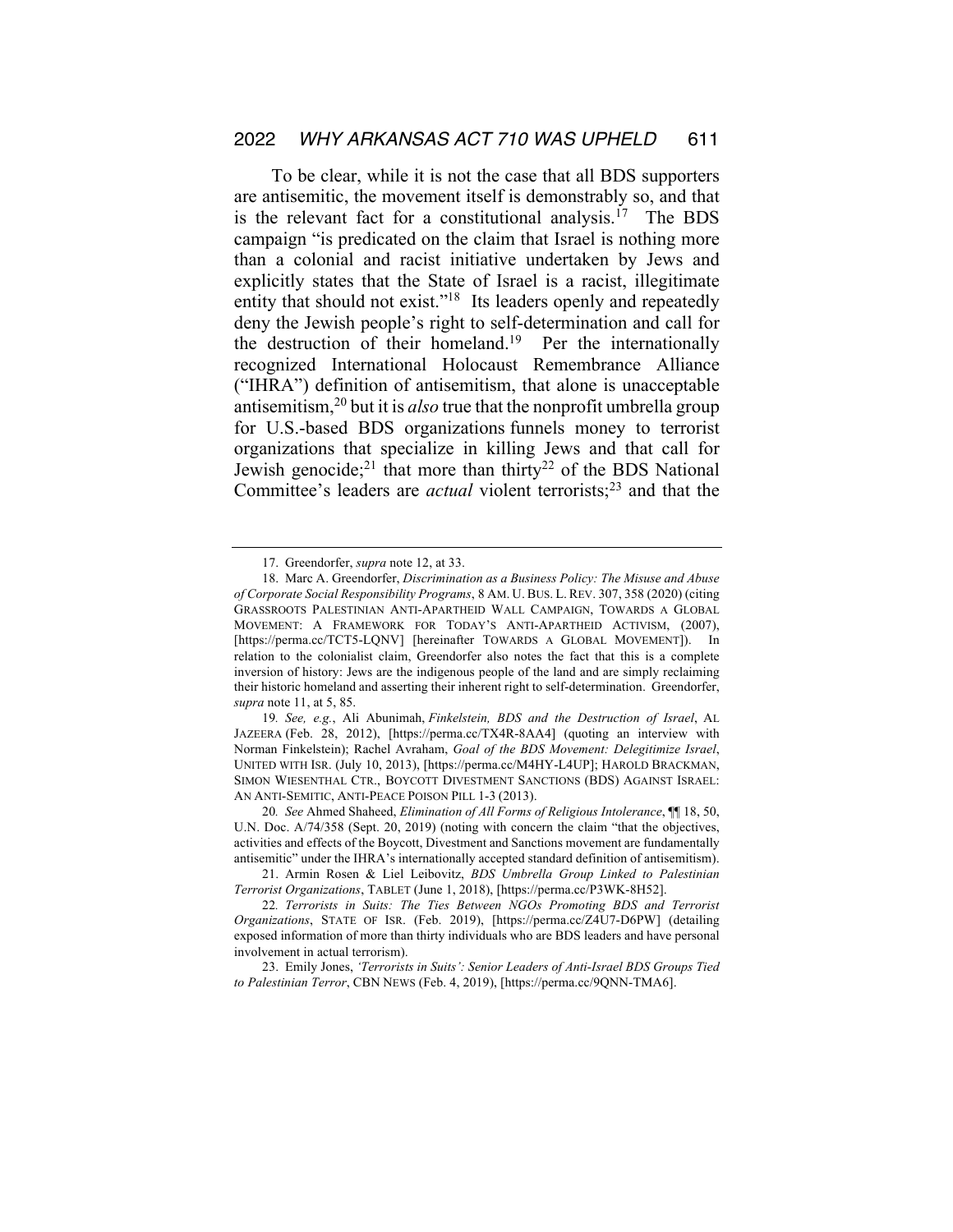To be clear, while it is not the case that all BDS supporters are antisemitic, the movement itself is demonstrably so, and that is the relevant fact for a constitutional analysis.[17] The BDS campaign "is predicated on the claim that Israel is nothing more than a colonial and racist initiative undertaken by Jews and explicitly states that the State of Israel is a racist, illegitimate entity that should not exist."[18] Its leaders openly and repeatedly deny the Jewish people's right to self-determination and call for the destruction of their homeland.[19] Per the internationally recognized International Holocaust Remembrance Alliance ("IHRA") definition of antisemitism, that alone is unacceptable antisemitism,[20] but it is *also* true that the nonprofit umbrella group for U.S.-based BDS organizations funnels money to terrorist organizations that specialize in killing Jews and that call for Jewish genocide;[21] that more than thirty[22] of the BDS National Committee's leaders are *actual* violent terrorists;[23] and that the

---

17. Greendorfer, *supra* note 12, at 33.

18. Marc A. Greendorfer, *Discrimination as a Business Policy: The Misuse and Abuse of Corporate Social Responsibility Programs*, 8 AM. U. BUS. L. REV. 307, 358 (2020) (citing GRASSROOTS PALESTINIAN ANTI-APARTHEID WALL CAMPAIGN, TOWARDS A GLOBAL MOVEMENT: A FRAMEWORK FOR TODAY'S ANTI-APARTHEID ACTIVISM, (2007), [https://perma.cc/TCT5-LQNV] [hereinafter TOWARDS A GLOBAL MOVEMENT]). In relation to the colonialist claim, Greendorfer also notes the fact that this is a complete inversion of history: Jews are the indigenous people of the land and are simply reclaiming their historic homeland and asserting their inherent right to self-determination. Greendorfer, *supra* note 11, at 5, 85.

19. *See, e.g.*, Ali Abunimah, *Finkelstein, BDS and the Destruction of Israel*, AL JAZEERA (Feb. 28, 2012), [https://perma.cc/TX4R-8AA4] (quoting an interview with Norman Finkelstein); Rachel Avraham, *Goal of the BDS Movement: Delegitimize Israel*, UNITED WITH ISR. (July 10, 2013), [https://perma.cc/M4HY-L4UP]; HAROLD BRACKMAN, SIMON WIESENTHAL CTR., BOYCOTT DIVESTMENT SANCTIONS (BDS) AGAINST ISRAEL: AN ANTI-SEMITIC, ANTI-PEACE POISON PILL 1-3 (2013).

20. *See* Ahmed Shaheed, *Elimination of All Forms of Religious Intolerance*, ¶¶ 18, 50, U.N. Doc. A/74/358 (Sept. 20, 2019) (noting with concern the claim "that the objectives, activities and effects of the Boycott, Divestment and Sanctions movement are fundamentally antisemitic" under the IHRA's internationally accepted standard definition of antisemitism).

21. Armin Rosen & Liel Leibovitz, *BDS Umbrella Group Linked to Palestinian Terrorist Organizations*, TABLET (June 1, 2018), [https://perma.cc/P3WK-8H52].

22. *Terrorists in Suits: The Ties Between NGOs Promoting BDS and Terrorist Organizations*, STATE OF ISR. (Feb. 2019), [https://perma.cc/Z4U7-D6PW] (detailing exposed information of more than thirty individuals who are BDS leaders and have personal involvement in actual terrorism).

23. Emily Jones, *'Terrorists in Suits': Senior Leaders of Anti-Israel BDS Groups Tied to Palestinian Terror*, CBN NEWS (Feb. 4, 2019), [https://perma.cc/9QNN-TMA6].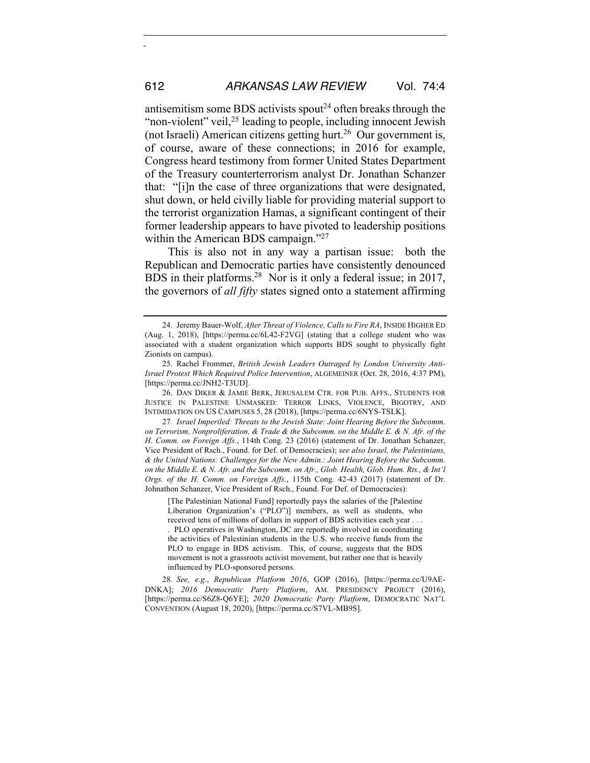antisemitism some BDS activists spout[24] often breaks through the "non-violent" veil,[25] leading to people, including innocent Jewish (not Israeli) American citizens getting hurt.[26] Our government is, of course, aware of these connections; in 2016 for example, Congress heard testimony from former United States Department of the Treasury counterterrorism analyst Dr. Jonathan Schanzer that: "[i]n the case of three organizations that were designated, shut down, or held civilly liable for providing material support to the terrorist organization Hamas, a significant contingent of their former leadership appears to have pivoted to leadership positions within the American BDS campaign."[27]

This is also not in any way a partisan issue: both the Republican and Democratic parties have consistently denounced BDS in their platforms.[28] Nor is it only a federal issue; in 2017, the governors of *all fifty* states signed onto a statement affirming

---

24. Jeremy Bauer-Wolf, *After Threat of Violence, Calls to Fire RA*, INSIDE HIGHER ED (Aug. 1, 2018), [https://perma.cc/6L42-F2VG] (stating that a college student who was associated with a student organization which supports BDS sought to physically fight Zionists on campus).

25. Rachel Frommer, *British Jewish Leaders Outraged by London University Anti-Israel Protest Which Required Police Intervention*, ALGEMEINER (Oct. 28, 2016, 4:37 PM), [https://perma.cc/JNH2-T3UD].

26. DAN DIKER & JAMIE BERK, JERUSALEM CTR. FOR PUB. AFFS., STUDENTS FOR JUSTICE IN PALESTINE UNMASKED: TERROR LINKS, VIOLENCE, BIGOTRY, AND INTIMIDATION ON US CAMPUSES 5, 28 (2018), [https://perma.cc/6NYS-TSLK].

27. *Israel Imperiled: Threats to the Jewish State: Joint Hearing Before the Subcomm. on Terrorism, Nonproliferation, & Trade & the Subcomm. on the Middle E. & N. Afr. of the H. Comm. on Foreign Affs.*, 114th Cong. 23 (2016) (statement of Dr. Jonathan Schanzer, Vice President of Rsch., Found. for Def. of Democracies); *see also Israel, the Palestinians, & the United Nations: Challenges for the New Admin.: Joint Hearing Before the Subcomm. on the Middle E. & N. Afr. and the Subcomm. on Afr., Glob. Health, Glob. Hum. Rts., & Int'l Orgs. of the H. Comm. on Foreign Affs.*, 115th Cong. 42-43 (2017) (statement of Dr. Johnathon Schanzer, Vice President of Rsch., Found. For Def. of Democracies):

> [The Palestinian National Fund] reportedly pays the salaries of the [Palestine Liberation Organization's ("PLO")] members, as well as students, who received tens of millions of dollars in support of BDS activities each year . . . . PLO operatives in Washington, DC are reportedly involved in coordinating the activities of Palestinian students in the U.S. who receive funds from the PLO to engage in BDS activism. This, of course, suggests that the BDS movement is not a grassroots activist movement, but rather one that is heavily influenced by PLO-sponsored persons.

28. *See, e.g.*, *Republican Platform 2016*, GOP (2016), [https://perma.cc/U9AE-DNKA]; *2016 Democratic Party Platform*, AM. PRESIDENCY PROJECT (2016), [https://perma.cc/S6Z8-Q6YE]; *2020 Democratic Party Platform*, DEMOCRATIC NAT'L CONVENTION (August 18, 2020), [https://perma.cc/S7VL-MB9S].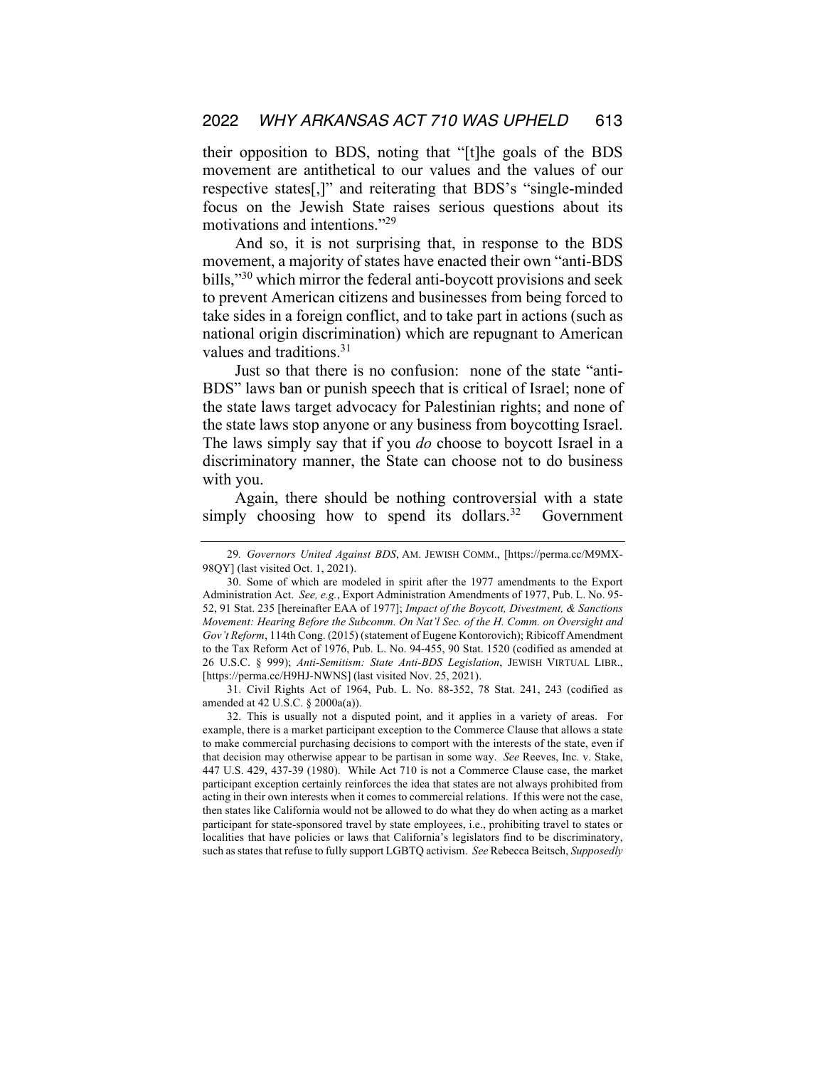their opposition to BDS, noting that "[t]he goals of the BDS movement are antithetical to our values and the values of our respective states[,]" and reiterating that BDS's "single-minded focus on the Jewish State raises serious questions about its motivations and intentions."[29]

And so, it is not surprising that, in response to the BDS movement, a majority of states have enacted their own "anti-BDS bills,"[30] which mirror the federal anti-boycott provisions and seek to prevent American citizens and businesses from being forced to take sides in a foreign conflict, and to take part in actions (such as national origin discrimination) which are repugnant to American values and traditions.[31]

Just so that there is no confusion: none of the state "anti-BDS" laws ban or punish speech that is critical of Israel; none of the state laws target advocacy for Palestinian rights; and none of the state laws stop anyone or any business from boycotting Israel. The laws simply say that if you *do* choose to boycott Israel in a discriminatory manner, the State can choose not to do business with you.

Again, there should be nothing controversial with a state simply choosing how to spend its dollars.[32] Government

---

29. *Governors United Against BDS*, AM. JEWISH COMM., [https://perma.cc/M9MX-98QY] (last visited Oct. 1, 2021).

30. Some of which are modeled in spirit after the 1977 amendments to the Export Administration Act. *See, e.g.*, Export Administration Amendments of 1977, Pub. L. No. 95-52, 91 Stat. 235 [hereinafter EAA of 1977]; *Impact of the Boycott, Divestment, & Sanctions Movement: Hearing Before the Subcomm. On Nat'l Sec. of the H. Comm. on Oversight and Gov't Reform*, 114th Cong. (2015) (statement of Eugene Kontorovich); Ribicoff Amendment to the Tax Reform Act of 1976, Pub. L. No. 94-455, 90 Stat. 1520 (codified as amended at 26 U.S.C. § 999); *Anti-Semitism: State Anti-BDS Legislation*, JEWISH VIRTUAL LIBR., [https://perma.cc/H9HJ-NWNS] (last visited Nov. 25, 2021).

31. Civil Rights Act of 1964, Pub. L. No. 88-352, 78 Stat. 241, 243 (codified as amended at 42 U.S.C. § 2000a(a)).

32. This is usually not a disputed point, and it applies in a variety of areas. For example, there is a market participant exception to the Commerce Clause that allows a state to make commercial purchasing decisions to comport with the interests of the state, even if that decision may otherwise appear to be partisan in some way. *See* Reeves, Inc. v. Stake, 447 U.S. 429, 437-39 (1980). While Act 710 is not a Commerce Clause case, the market participant exception certainly reinforces the idea that states are not always prohibited from acting in their own interests when it comes to commercial relations. If this were not the case, then states like California would not be allowed to do what they do when acting as a market participant for state-sponsored travel by state employees, i.e., prohibiting travel to states or localities that have policies or laws that California's legislators find to be discriminatory, such as states that refuse to fully support LGBTQ activism. *See* Rebecca Beitsch, *Supposedly*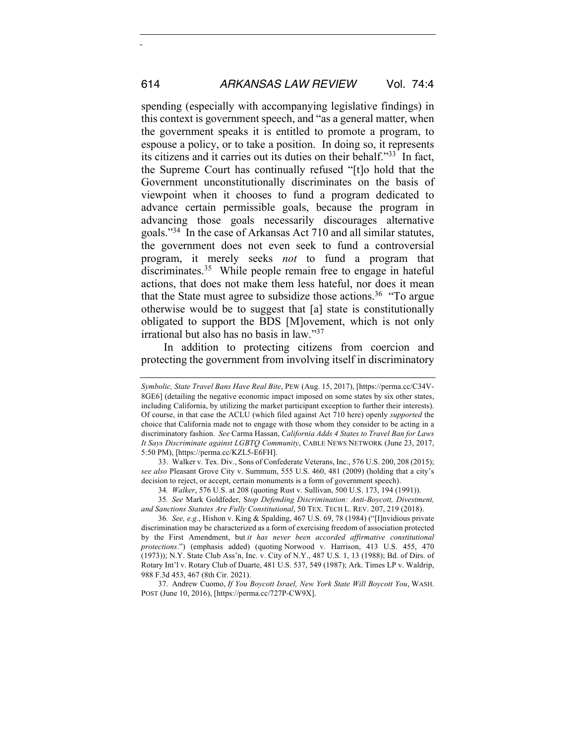spending (especially with accompanying legislative findings) in this context is government speech, and "as a general matter, when the government speaks it is entitled to promote a program, to espouse a policy, or to take a position. In doing so, it represents its citizens and it carries out its duties on their behalf."[33] In fact, the Supreme Court has continually refused "[t]o hold that the Government unconstitutionally discriminates on the basis of viewpoint when it chooses to fund a program dedicated to advance certain permissible goals, because the program in advancing those goals necessarily discourages alternative goals."[34] In the case of Arkansas Act 710 and all similar statutes, the government does not even seek to fund a controversial program, it merely seeks *not* to fund a program that discriminates.[35] While people remain free to engage in hateful actions, that does not make them less hateful, nor does it mean that the State must agree to subsidize those actions.[36] "To argue otherwise would be to suggest that [a] state is constitutionally obligated to support the BDS [M]ovement, which is not only irrational but also has no basis in law."[37]

In addition to protecting citizens from coercion and protecting the government from involving itself in discriminatory

---

*Symbolic, State Travel Bans Have Real Bite*, PEW (Aug. 15, 2017), [https://perma.cc/C34V-8GE6] (detailing the negative economic impact imposed on some states by six other states, including California, by utilizing the market participant exception to further their interests). Of course, in that case the ACLU (which filed against Act 710 here) openly *supported* the choice that California made not to engage with those whom they consider to be acting in a discriminatory fashion. *See* Carma Hassan, *California Adds 4 States to Travel Ban for Laws It Says Discriminate against LGBTQ Community*, CABLE NEWS NETWORK (June 23, 2017, 5:50 PM), [https://perma.cc/KZL5-E6FH].

33. Walker v. Tex. Div., Sons of Confederate Veterans, Inc., 576 U.S. 200, 208 (2015); *see also* Pleasant Grove City v. Summum, 555 U.S. 460, 481 (2009) (holding that a city's decision to reject, or accept, certain monuments is a form of government speech).

34. *Walker*, 576 U.S. at 208 (quoting Rust v. Sullivan, 500 U.S. 173, 194 (1991)).

35. *See* Mark Goldfeder, S*top Defending Discrimination: Anti-Boycott, Divestment, and Sanctions Statutes Are Fully Constitutional*, 50 TEX. TECH L. REV. 207, 219 (2018).

36. *See, e.g.*, Hishon v. King & Spalding, 467 U.S. 69, 78 (1984) ("[I]nvidious private discrimination may be characterized as a form of exercising freedom of association protected by the First Amendment, but *it has never been accorded affirmative constitutional protections*.") (emphasis added) (quoting Norwood v. Harrison, 413 U.S. 455, 470 (1973)); N.Y. State Club Ass'n, Inc. v. City of N.Y., 487 U.S. 1, 13 (1988); Bd. of Dirs. of Rotary Int'l v. Rotary Club of Duarte, 481 U.S. 537, 549 (1987); Ark. Times LP v. Waldrip, 988 F.3d 453, 467 (8th Cir. 2021).

37. Andrew Cuomo, *If You Boycott Israel, New York State Will Boycott You*, WASH. POST (June 10, 2016), [https://perma.cc/727P-CW9X].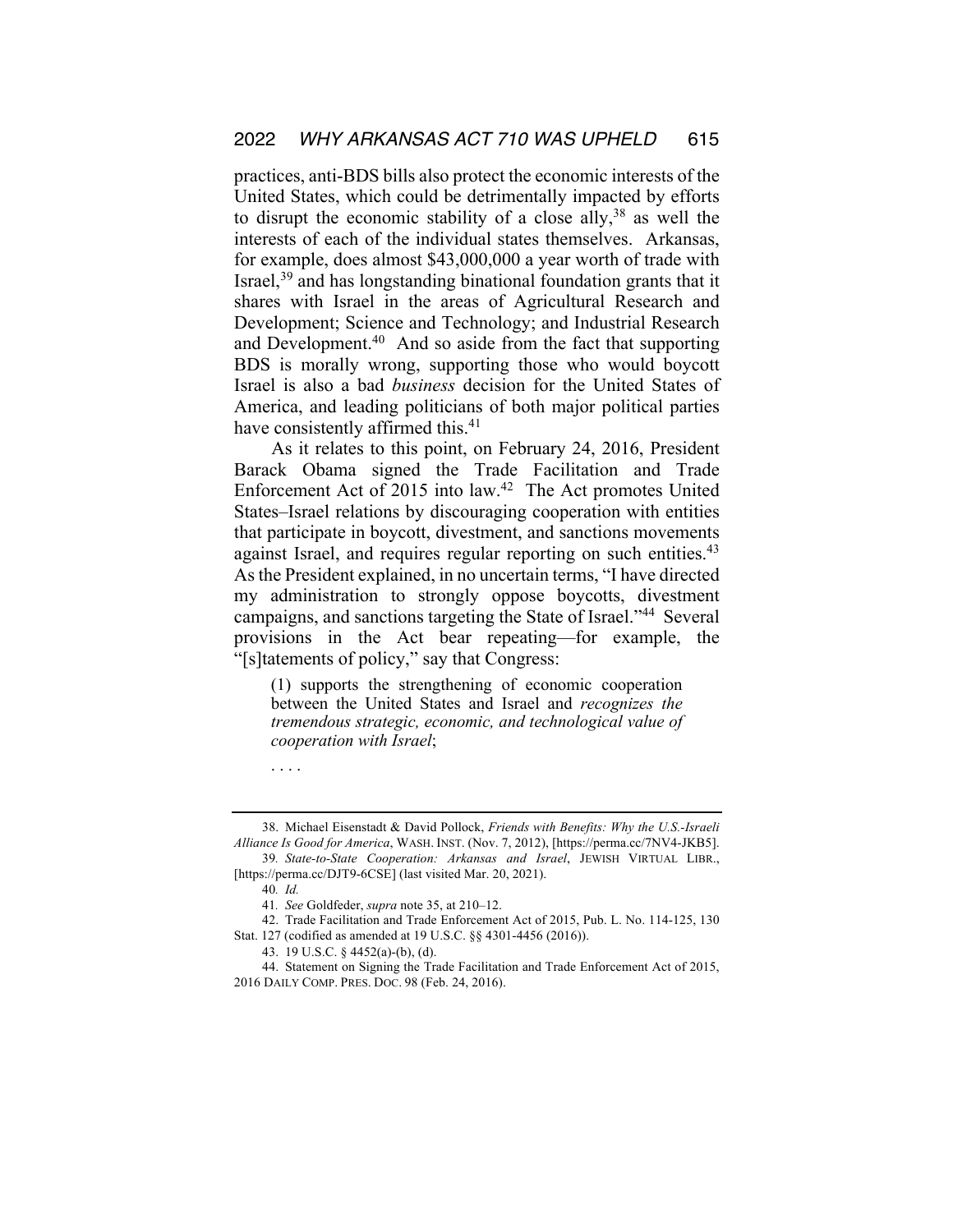practices, anti-BDS bills also protect the economic interests of the United States, which could be detrimentally impacted by efforts to disrupt the economic stability of a close ally,[38] as well the interests of each of the individual states themselves. Arkansas, for example, does almost $43,000,000 a year worth of trade with Israel,[39] and has longstanding binational foundation grants that it shares with Israel in the areas of Agricultural Research and Development; Science and Technology; and Industrial Research and Development.[40] And so aside from the fact that supporting BDS is morally wrong, supporting those who would boycott Israel is also a bad *business* decision for the United States of America, and leading politicians of both major political parties have consistently affirmed this.[41]

As it relates to this point, on February 24, 2016, President Barack Obama signed the Trade Facilitation and Trade Enforcement Act of 2015 into law.[42] The Act promotes United States–Israel relations by discouraging cooperation with entities that participate in boycott, divestment, and sanctions movements against Israel, and requires regular reporting on such entities.[43] As the President explained, in no uncertain terms, "I have directed my administration to strongly oppose boycotts, divestment campaigns, and sanctions targeting the State of Israel."[44] Several provisions in the Act bear repeating—for example, the "[s]tatements of policy," say that Congress:

> (1) supports the strengthening of economic cooperation between the United States and Israel and *recognizes the tremendous strategic, economic, and technological value of cooperation with Israel*;
>
> . . . .

---

38. Michael Eisenstadt & David Pollock, *Friends with Benefits: Why the U.S.-Israeli Alliance Is Good for America*, WASH. INST. (Nov. 7, 2012), [https://perma.cc/7NV4-JKB5].

39. *State-to-State Cooperation: Arkansas and Israel*, JEWISH VIRTUAL LIBR., [https://perma.cc/DJT9-6CSE] (last visited Mar. 20, 2021).

40. *Id.*

41. *See* Goldfeder, *supra* note 35, at 210–12.

42. Trade Facilitation and Trade Enforcement Act of 2015, Pub. L. No. 114-125, 130 Stat. 127 (codified as amended at 19 U.S.C. §§ 4301-4456 (2016)).

43. 19 U.S.C. § 4452(a)-(b), (d).

44. Statement on Signing the Trade Facilitation and Trade Enforcement Act of 2015, 2016 DAILY COMP. PRES. DOC. 98 (Feb. 24, 2016).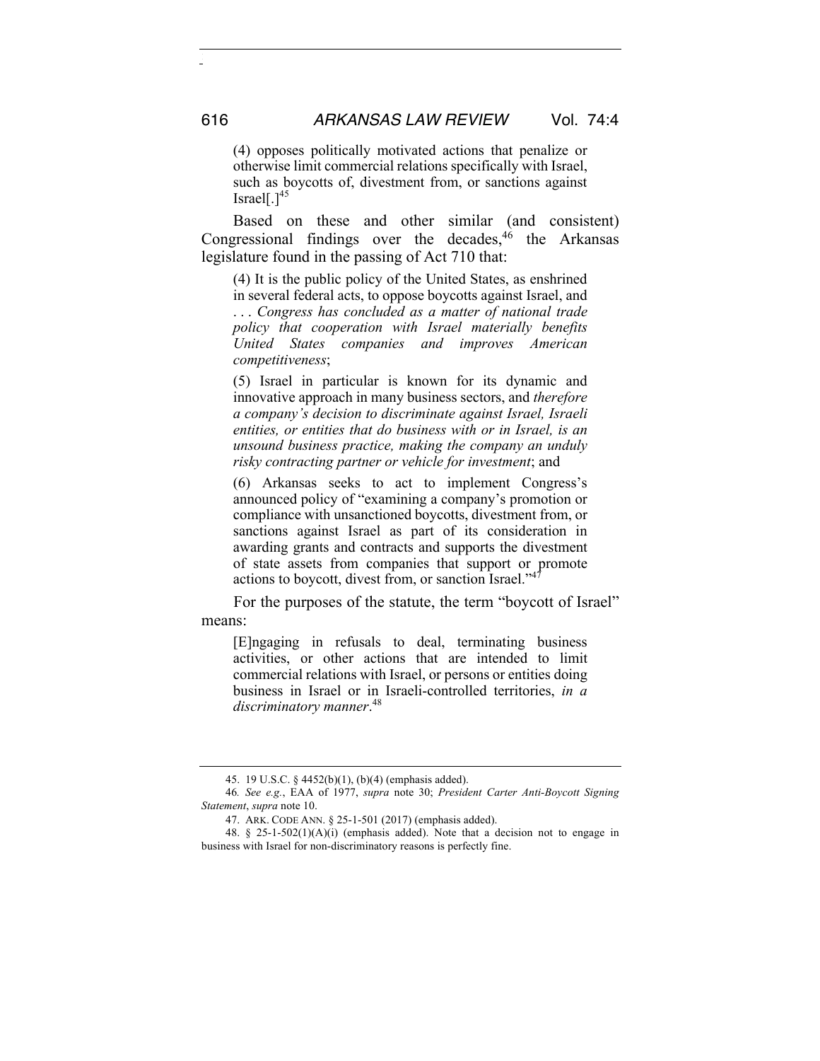> (4) opposes politically motivated actions that penalize or otherwise limit commercial relations specifically with Israel, such as boycotts of, divestment from, or sanctions against Israel[.][45]

Based on these and other similar (and consistent) Congressional findings over the decades,[46] the Arkansas legislature found in the passing of Act 710 that:

> (4) It is the public policy of the United States, as enshrined in several federal acts, to oppose boycotts against Israel, and . . . *Congress has concluded as a matter of national trade policy that cooperation with Israel materially benefits United States companies and improves American competitiveness*;
>
> (5) Israel in particular is known for its dynamic and innovative approach in many business sectors, and *therefore a company's decision to discriminate against Israel, Israeli entities, or entities that do business with or in Israel, is an unsound business practice, making the company an unduly risky contracting partner or vehicle for investment*; and
>
> (6) Arkansas seeks to act to implement Congress's announced policy of "examining a company's promotion or compliance with unsanctioned boycotts, divestment from, or sanctions against Israel as part of its consideration in awarding grants and contracts and supports the divestment of state assets from companies that support or promote actions to boycott, divest from, or sanction Israel."[47]

For the purposes of the statute, the term "boycott of Israel" means:

> [E]ngaging in refusals to deal, terminating business activities, or other actions that are intended to limit commercial relations with Israel, or persons or entities doing business in Israel or in Israeli-controlled territories, *in a discriminatory manner*.[48]

---

45. 19 U.S.C. § 4452(b)(1), (b)(4) (emphasis added).

46. *See e.g.*, EAA of 1977, *supra* note 30; *President Carter Anti-Boycott Signing Statement*, *supra* note 10.

47. ARK. CODE ANN. § 25-1-501 (2017) (emphasis added).

48. § 25-1-502(1)(A)(i) (emphasis added). Note that a decision not to engage in business with Israel for non-discriminatory reasons is perfectly fine.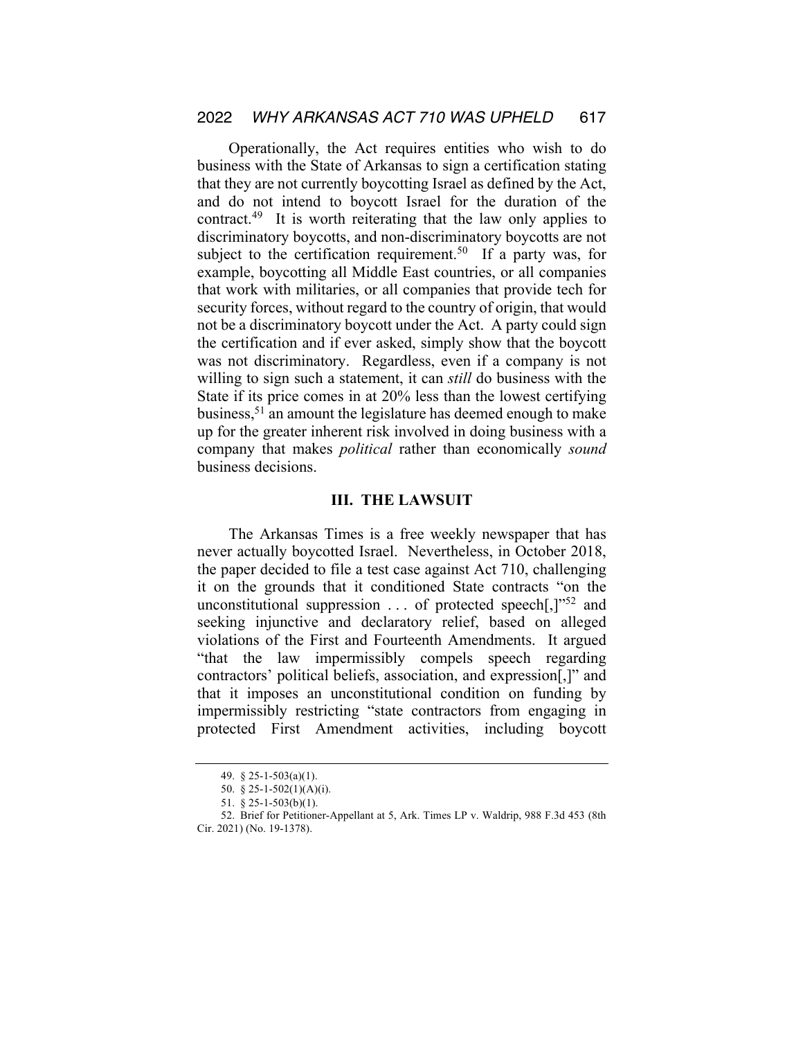Operationally, the Act requires entities who wish to do business with the State of Arkansas to sign a certification stating that they are not currently boycotting Israel as defined by the Act, and do not intend to boycott Israel for the duration of the contract.[49] It is worth reiterating that the law only applies to discriminatory boycotts, and non-discriminatory boycotts are not subject to the certification requirement.[50] If a party was, for example, boycotting all Middle East countries, or all companies that work with militaries, or all companies that provide tech for security forces, without regard to the country of origin, that would not be a discriminatory boycott under the Act. A party could sign the certification and if ever asked, simply show that the boycott was not discriminatory. Regardless, even if a company is not willing to sign such a statement, it can *still* do business with the State if its price comes in at 20% less than the lowest certifying business,[51] an amount the legislature has deemed enough to make up for the greater inherent risk involved in doing business with a company that makes *political* rather than economically *sound* business decisions.

## III. THE LAWSUIT

The Arkansas Times is a free weekly newspaper that has never actually boycotted Israel. Nevertheless, in October 2018, the paper decided to file a test case against Act 710, challenging it on the grounds that it conditioned State contracts "on the unconstitutional suppression . . . of protected speech[,]"[52] and seeking injunctive and declaratory relief, based on alleged violations of the First and Fourteenth Amendments. It argued "that the law impermissibly compels speech regarding contractors' political beliefs, association, and expression[,]" and that it imposes an unconstitutional condition on funding by impermissibly restricting "state contractors from engaging in protected First Amendment activities, including boycott

---

49. § 25-1-503(a)(1).

50. § 25-1-502(1)(A)(i).

51. § 25-1-503(b)(1).

52. Brief for Petitioner-Appellant at 5, Ark. Times LP v. Waldrip, 988 F.3d 453 (8th Cir. 2021) (No. 19-1378).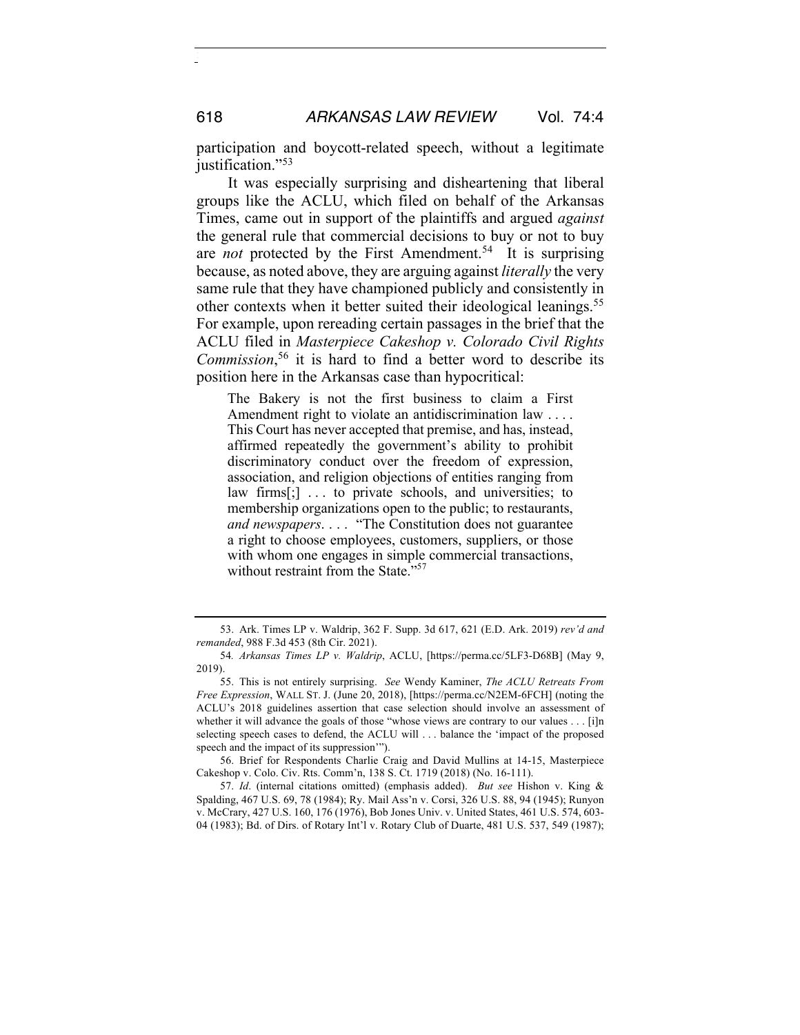participation and boycott-related speech, without a legitimate justification."[53]

It was especially surprising and disheartening that liberal groups like the ACLU, which filed on behalf of the Arkansas Times, came out in support of the plaintiffs and argued *against* the general rule that commercial decisions to buy or not to buy are *not* protected by the First Amendment.[54] It is surprising because, as noted above, they are arguing against *literally* the very same rule that they have championed publicly and consistently in other contexts when it better suited their ideological leanings.[55] For example, upon rereading certain passages in the brief that the ACLU filed in *Masterpiece Cakeshop v. Colorado Civil Rights Commission*,[56] it is hard to find a better word to describe its position here in the Arkansas case than hypocritical:

> The Bakery is not the first business to claim a First Amendment right to violate an antidiscrimination law . . . . This Court has never accepted that premise, and has, instead, affirmed repeatedly the government's ability to prohibit discriminatory conduct over the freedom of expression, association, and religion objections of entities ranging from law firms[;] . . . to private schools, and universities; to membership organizations open to the public; to restaurants, *and newspapers*. . . . "The Constitution does not guarantee a right to choose employees, customers, suppliers, or those with whom one engages in simple commercial transactions, without restraint from the State."[57]

---

53. Ark. Times LP v. Waldrip, 362 F. Supp. 3d 617, 621 (E.D. Ark. 2019) *rev'd and remanded*, 988 F.3d 453 (8th Cir. 2021).

54. *Arkansas Times LP v. Waldrip*, ACLU, [https://perma.cc/5LF3-D68B] (May 9, 2019).

55. This is not entirely surprising. *See* Wendy Kaminer, *The ACLU Retreats From Free Expression*, WALL ST. J. (June 20, 2018), [https://perma.cc/N2EM-6FCH] (noting the ACLU's 2018 guidelines assertion that case selection should involve an assessment of whether it will advance the goals of those "whose views are contrary to our values . . . [i]n selecting speech cases to defend, the ACLU will . . . balance the 'impact of the proposed speech and the impact of its suppression'").

56. Brief for Respondents Charlie Craig and David Mullins at 14-15, Masterpiece Cakeshop v. Colo. Civ. Rts. Comm'n, 138 S. Ct. 1719 (2018) (No. 16-111).

57. *Id*. (internal citations omitted) (emphasis added). *But see* Hishon v. King & Spalding, 467 U.S. 69, 78 (1984); Ry. Mail Ass'n v. Corsi, 326 U.S. 88, 94 (1945); Runyon v. McCrary, 427 U.S. 160, 176 (1976), Bob Jones Univ. v. United States, 461 U.S. 574, 603-04 (1983); Bd. of Dirs. of Rotary Int'l v. Rotary Club of Duarte, 481 U.S. 537, 549 (1987);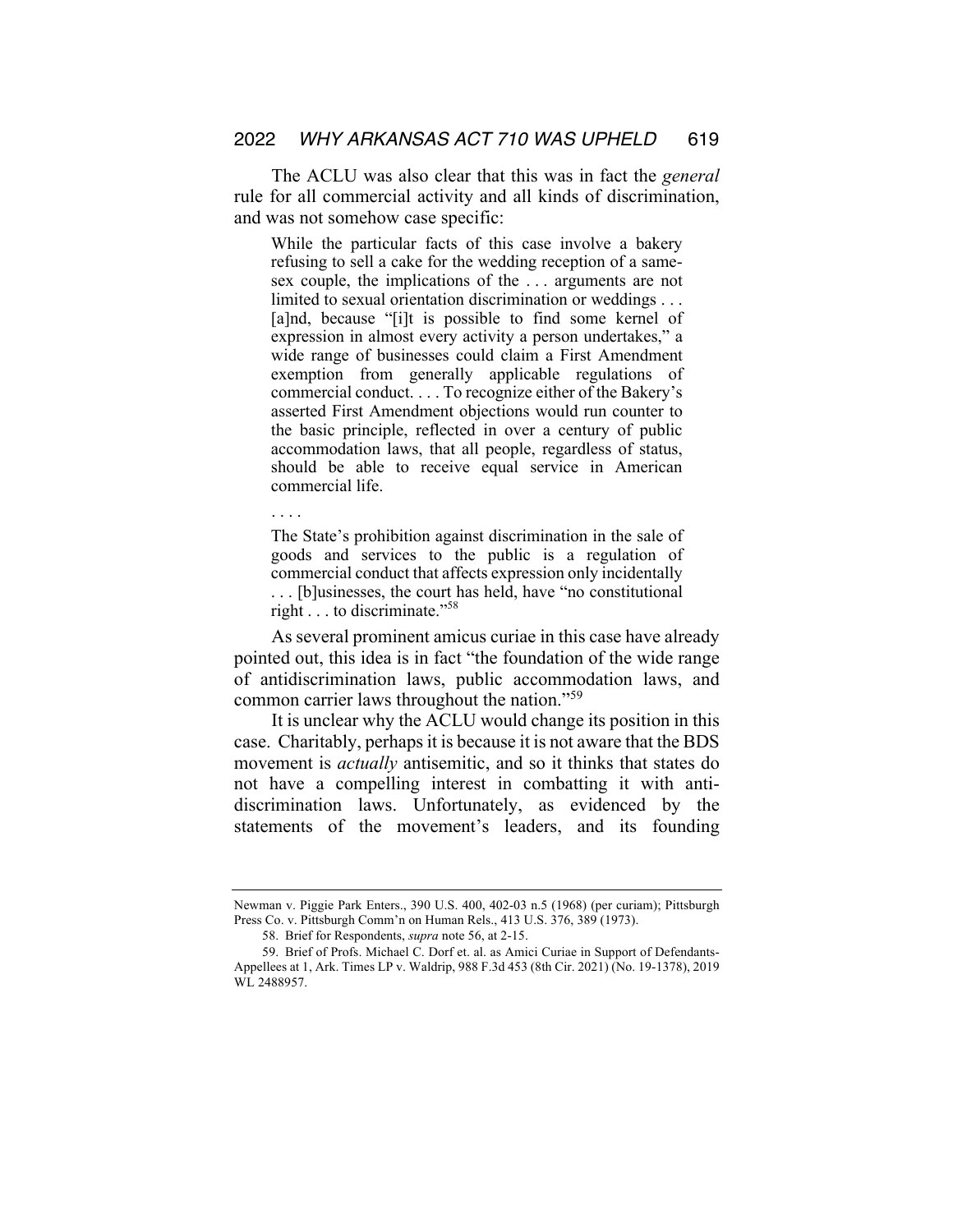The ACLU was also clear that this was in fact the *general* rule for all commercial activity and all kinds of discrimination, and was not somehow case specific:

> While the particular facts of this case involve a bakery refusing to sell a cake for the wedding reception of a same-sex couple, the implications of the . . . arguments are not limited to sexual orientation discrimination or weddings . . . [a]nd, because "[i]t is possible to find some kernel of expression in almost every activity a person undertakes," a wide range of businesses could claim a First Amendment exemption from generally applicable regulations of commercial conduct. . . . To recognize either of the Bakery's asserted First Amendment objections would run counter to the basic principle, reflected in over a century of public accommodation laws, that all people, regardless of status, should be able to receive equal service in American commercial life.
>
> . . . .
>
> The State's prohibition against discrimination in the sale of goods and services to the public is a regulation of commercial conduct that affects expression only incidentally . . . [b]usinesses, the court has held, have "no constitutional right . . . to discriminate."[58]

As several prominent amicus curiae in this case have already pointed out, this idea is in fact "the foundation of the wide range of antidiscrimination laws, public accommodation laws, and common carrier laws throughout the nation."[59]

It is unclear why the ACLU would change its position in this case. Charitably, perhaps it is because it is not aware that the BDS movement is *actually* antisemitic, and so it thinks that states do not have a compelling interest in combatting it with anti-discrimination laws. Unfortunately, as evidenced by the statements of the movement's leaders, and its founding

---

Newman v. Piggie Park Enters., 390 U.S. 400, 402-03 n.5 (1968) (per curiam); Pittsburgh Press Co. v. Pittsburgh Comm'n on Human Rels., 413 U.S. 376, 389 (1973).

58. Brief for Respondents, *supra* note 56, at 2-15.

59. Brief of Profs. Michael C. Dorf et. al. as Amici Curiae in Support of Defendants-Appellees at 1, Ark. Times LP v. Waldrip, 988 F.3d 453 (8th Cir. 2021) (No. 19-1378), 2019 WL 2488957.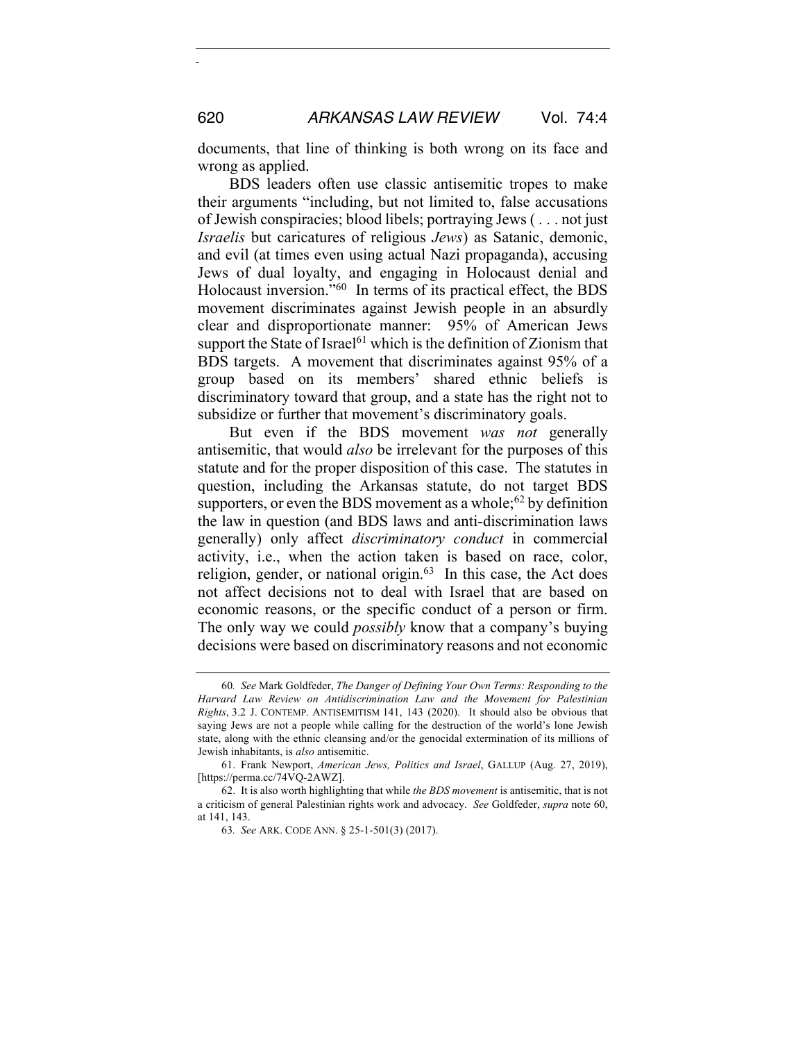documents, that line of thinking is both wrong on its face and wrong as applied.

BDS leaders often use classic antisemitic tropes to make their arguments "including, but not limited to, false accusations of Jewish conspiracies; blood libels; portraying Jews ( . . . not just *Israelis* but caricatures of religious *Jews*) as Satanic, demonic, and evil (at times even using actual Nazi propaganda), accusing Jews of dual loyalty, and engaging in Holocaust denial and Holocaust inversion."[60] In terms of its practical effect, the BDS movement discriminates against Jewish people in an absurdly clear and disproportionate manner: 95% of American Jews support the State of Israel[61] which is the definition of Zionism that BDS targets. A movement that discriminates against 95% of a group based on its members' shared ethnic beliefs is discriminatory toward that group, and a state has the right not to subsidize or further that movement's discriminatory goals.

But even if the BDS movement *was not* generally antisemitic, that would *also* be irrelevant for the purposes of this statute and for the proper disposition of this case. The statutes in question, including the Arkansas statute, do not target BDS supporters, or even the BDS movement as a whole;[62] by definition the law in question (and BDS laws and anti-discrimination laws generally) only affect *discriminatory conduct* in commercial activity, i.e., when the action taken is based on race, color, religion, gender, or national origin.[63] In this case, the Act does not affect decisions not to deal with Israel that are based on economic reasons, or the specific conduct of a person or firm. The only way we could *possibly* know that a company's buying decisions were based on discriminatory reasons and not economic

---

60. *See* Mark Goldfeder, *The Danger of Defining Your Own Terms: Responding to the Harvard Law Review on Antidiscrimination Law and the Movement for Palestinian Rights*, 3.2 J. CONTEMP. ANTISEMITISM 141, 143 (2020). It should also be obvious that saying Jews are not a people while calling for the destruction of the world's lone Jewish state, along with the ethnic cleansing and/or the genocidal extermination of its millions of Jewish inhabitants, is *also* antisemitic.

61. Frank Newport, *American Jews, Politics and Israel*, GALLUP (Aug. 27, 2019), [https://perma.cc/74VQ-2AWZ].

62. It is also worth highlighting that while *the BDS movement* is antisemitic, that is not a criticism of general Palestinian rights work and advocacy. *See* Goldfeder, *supra* note 60, at 141, 143.

63. *See* ARK. CODE ANN. § 25-1-501(3) (2017).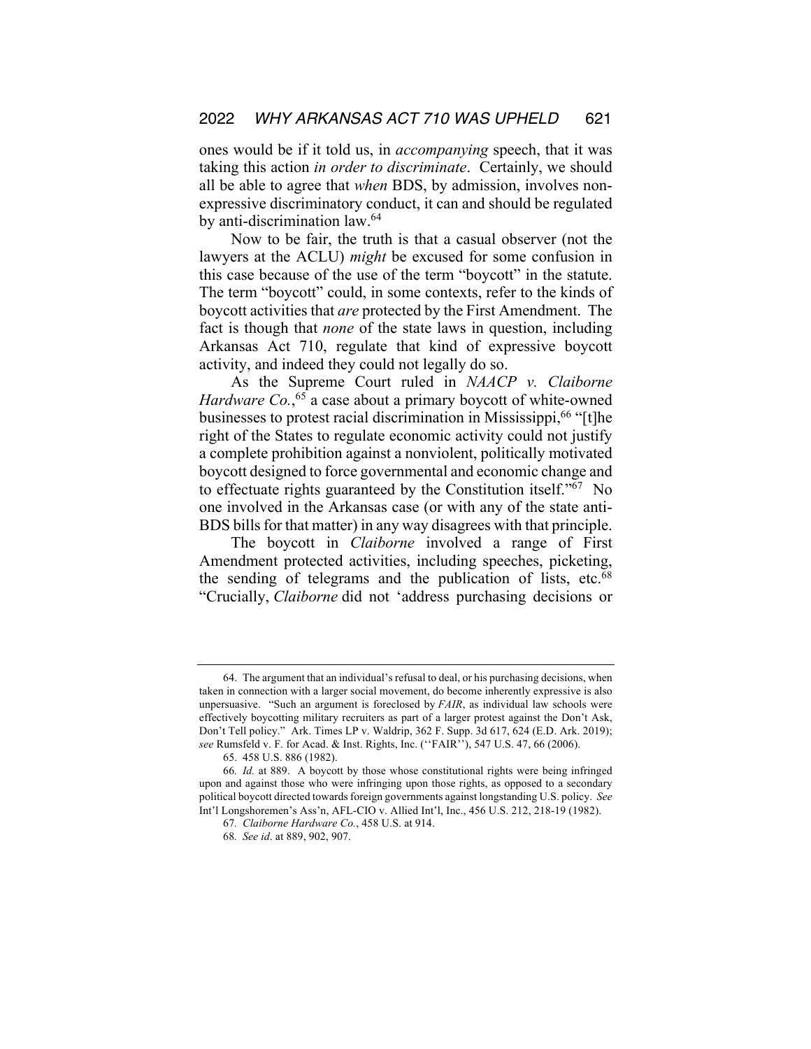ones would be if it told us, in *accompanying* speech, that it was taking this action *in order to discriminate*. Certainly, we should all be able to agree that *when* BDS, by admission, involves non-expressive discriminatory conduct, it can and should be regulated by anti-discrimination law.[64]

Now to be fair, the truth is that a casual observer (not the lawyers at the ACLU) *might* be excused for some confusion in this case because of the use of the term "boycott" in the statute. The term "boycott" could, in some contexts, refer to the kinds of boycott activities that *are* protected by the First Amendment. The fact is though that *none* of the state laws in question, including Arkansas Act 710, regulate that kind of expressive boycott activity, and indeed they could not legally do so.

As the Supreme Court ruled in *NAACP v. Claiborne Hardware Co.*,[65] a case about a primary boycott of white-owned businesses to protest racial discrimination in Mississippi,[66] "[t]he right of the States to regulate economic activity could not justify a complete prohibition against a nonviolent, politically motivated boycott designed to force governmental and economic change and to effectuate rights guaranteed by the Constitution itself."[67] No one involved in the Arkansas case (or with any of the state anti-BDS bills for that matter) in any way disagrees with that principle.

The boycott in *Claiborne* involved a range of First Amendment protected activities, including speeches, picketing, the sending of telegrams and the publication of lists, etc.[68] "Crucially, *Claiborne* did not 'address purchasing decisions or

---

64. The argument that an individual's refusal to deal, or his purchasing decisions, when taken in connection with a larger social movement, do become inherently expressive is also unpersuasive. "Such an argument is foreclosed by *FAIR*, as individual law schools were effectively boycotting military recruiters as part of a larger protest against the Don't Ask, Don't Tell policy." Ark. Times LP v. Waldrip, 362 F. Supp. 3d 617, 624 (E.D. Ark. 2019); *see* Rumsfeld v. F. for Acad. & Inst. Rights, Inc. (''FAIR''), 547 U.S. 47, 66 (2006).

65. 458 U.S. 886 (1982).

66. *Id.* at 889. A boycott by those whose constitutional rights were being infringed upon and against those who were infringing upon those rights, as opposed to a secondary political boycott directed towards foreign governments against longstanding U.S. policy. *See* Int'l Longshoremen's Ass'n, AFL-CIO v. Allied Int'l, Inc., 456 U.S. 212, 218-19 (1982).

67. *Claiborne Hardware Co.*, 458 U.S. at 914.

68. *See id*. at 889, 902, 907.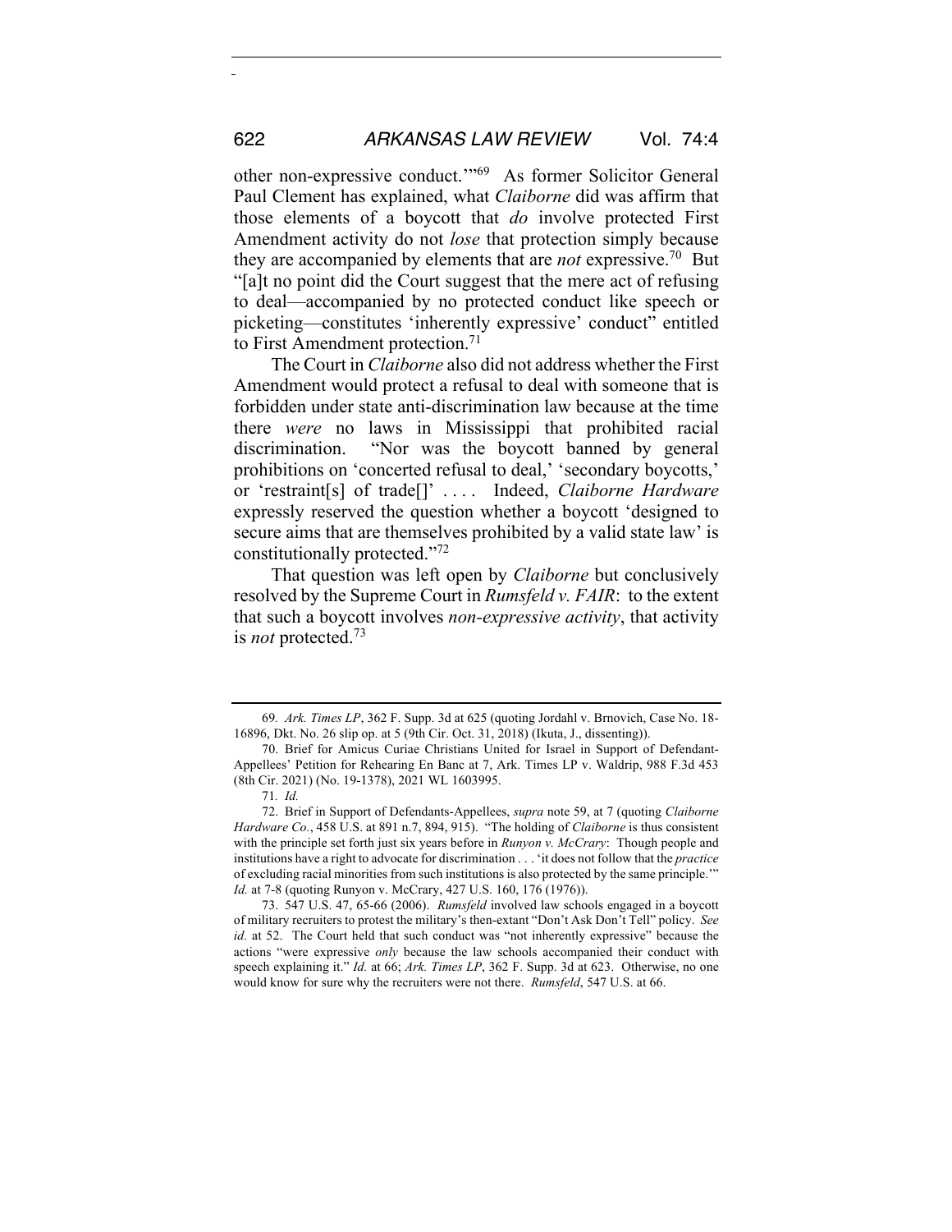other non-expressive conduct.'"[69] As former Solicitor General Paul Clement has explained, what *Claiborne* did was affirm that those elements of a boycott that *do* involve protected First Amendment activity do not *lose* that protection simply because they are accompanied by elements that are *not* expressive.[70] But "[a]t no point did the Court suggest that the mere act of refusing to deal—accompanied by no protected conduct like speech or picketing—constitutes 'inherently expressive' conduct" entitled to First Amendment protection.[71]

The Court in *Claiborne* also did not address whether the First Amendment would protect a refusal to deal with someone that is forbidden under state anti-discrimination law because at the time there *were* no laws in Mississippi that prohibited racial discrimination. "Nor was the boycott banned by general prohibitions on 'concerted refusal to deal,' 'secondary boycotts,' or 'restraint[s] of trade[]' . . . . Indeed, *Claiborne Hardware* expressly reserved the question whether a boycott 'designed to secure aims that are themselves prohibited by a valid state law' is constitutionally protected."[72]

That question was left open by *Claiborne* but conclusively resolved by the Supreme Court in *Rumsfeld v. FAIR*: to the extent that such a boycott involves *non-expressive activity*, that activity is *not* protected.[73]

---

69. *Ark. Times LP*, 362 F. Supp. 3d at 625 (quoting Jordahl v. Brnovich, Case No. 18-16896, Dkt. No. 26 slip op. at 5 (9th Cir. Oct. 31, 2018) (Ikuta, J., dissenting)).

70. Brief for Amicus Curiae Christians United for Israel in Support of Defendant-Appellees' Petition for Rehearing En Banc at 7, Ark. Times LP v. Waldrip, 988 F.3d 453 (8th Cir. 2021) (No. 19-1378), 2021 WL 1603995.

71. *Id.*

72. Brief in Support of Defendants-Appellees, *supra* note 59, at 7 (quoting *Claiborne Hardware Co.*, 458 U.S. at 891 n.7, 894, 915). "The holding of *Claiborne* is thus consistent with the principle set forth just six years before in *Runyon v. McCrary*: Though people and institutions have a right to advocate for discrimination . . . 'it does not follow that the *practice* of excluding racial minorities from such institutions is also protected by the same principle.'" *Id.* at 7-8 (quoting Runyon v. McCrary, 427 U.S. 160, 176 (1976)).

73. 547 U.S. 47, 65-66 (2006). *Rumsfeld* involved law schools engaged in a boycott of military recruiters to protest the military's then-extant "Don't Ask Don't Tell" policy. *See id.* at 52. The Court held that such conduct was "not inherently expressive" because the actions "were expressive *only* because the law schools accompanied their conduct with speech explaining it." *Id.* at 66; *Ark. Times LP*, 362 F. Supp. 3d at 623. Otherwise, no one would know for sure why the recruiters were not there. *Rumsfeld*, 547 U.S. at 66.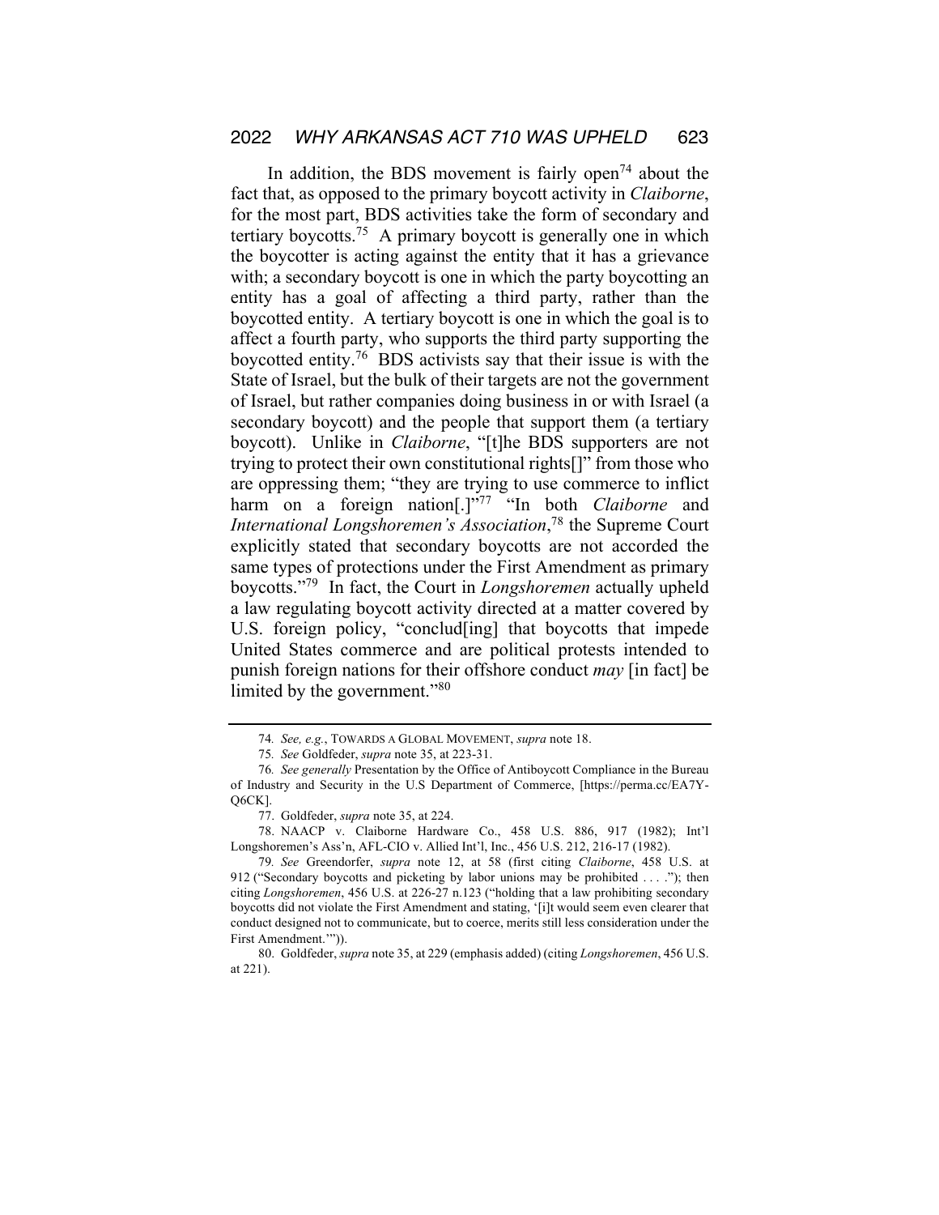In addition, the BDS movement is fairly open[74] about the fact that, as opposed to the primary boycott activity in *Claiborne*, for the most part, BDS activities take the form of secondary and tertiary boycotts.[75] A primary boycott is generally one in which the boycotter is acting against the entity that it has a grievance with; a secondary boycott is one in which the party boycotting an entity has a goal of affecting a third party, rather than the boycotted entity. A tertiary boycott is one in which the goal is to affect a fourth party, who supports the third party supporting the boycotted entity.[76] BDS activists say that their issue is with the State of Israel, but the bulk of their targets are not the government of Israel, but rather companies doing business in or with Israel (a secondary boycott) and the people that support them (a tertiary boycott). Unlike in *Claiborne*, "[t]he BDS supporters are not trying to protect their own constitutional rights[]" from those who are oppressing them; "they are trying to use commerce to inflict harm on a foreign nation[.]"[77] "In both *Claiborne* and *International Longshoremen's Association*,[78] the Supreme Court explicitly stated that secondary boycotts are not accorded the same types of protections under the First Amendment as primary boycotts."[79] In fact, the Court in *Longshoremen* actually upheld a law regulating boycott activity directed at a matter covered by U.S. foreign policy, "conclud[ing] that boycotts that impede United States commerce and are political protests intended to punish foreign nations for their offshore conduct *may* [in fact] be limited by the government."[80]

---

74. *See, e.g.*, TOWARDS A GLOBAL MOVEMENT, *supra* note 18.

75. *See* Goldfeder, *supra* note 35, at 223-31.

76. *See generally* Presentation by the Office of Antiboycott Compliance in the Bureau of Industry and Security in the U.S Department of Commerce, [https://perma.cc/EA7Y-Q6CK].

77. Goldfeder, *supra* note 35, at 224.

78. NAACP v. Claiborne Hardware Co., 458 U.S. 886, 917 (1982); Int'l Longshoremen's Ass'n, AFL-CIO v. Allied Int'l, Inc., 456 U.S. 212, 216-17 (1982).

79. *See* Greendorfer, *supra* note 12, at 58 (first citing *Claiborne*, 458 U.S. at 912 ("Secondary boycotts and picketing by labor unions may be prohibited . . . ."); then citing *Longshoremen*, 456 U.S. at 226-27 n.123 ("holding that a law prohibiting secondary boycotts did not violate the First Amendment and stating, '[i]t would seem even clearer that conduct designed not to communicate, but to coerce, merits still less consideration under the First Amendment.'")).

80. Goldfeder, *supra* note 35, at 229 (emphasis added) (citing *Longshoremen*, 456 U.S. at 221).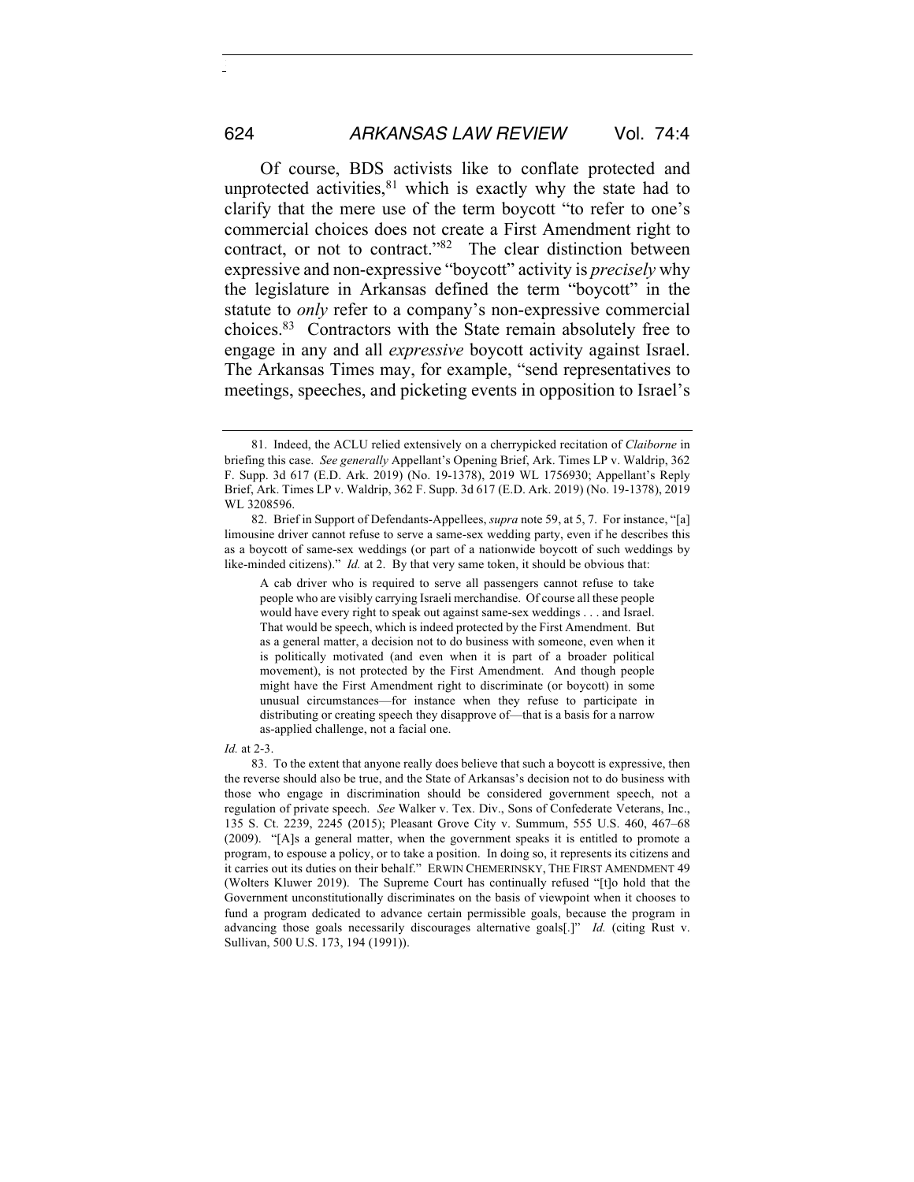Of course, BDS activists like to conflate protected and unprotected activities,[81] which is exactly why the state had to clarify that the mere use of the term boycott "to refer to one's commercial choices does not create a First Amendment right to contract, or not to contract."[82] The clear distinction between expressive and non-expressive "boycott" activity is *precisely* why the legislature in Arkansas defined the term "boycott" in the statute to *only* refer to a company's non-expressive commercial choices.[83] Contractors with the State remain absolutely free to engage in any and all *expressive* boycott activity against Israel. The Arkansas Times may, for example, "send representatives to meetings, speeches, and picketing events in opposition to Israel's

---

81. Indeed, the ACLU relied extensively on a cherrypicked recitation of *Claiborne* in briefing this case. *See generally* Appellant's Opening Brief, Ark. Times LP v. Waldrip, 362 F. Supp. 3d 617 (E.D. Ark. 2019) (No. 19-1378), 2019 WL 1756930; Appellant's Reply Brief, Ark. Times LP v. Waldrip, 362 F. Supp. 3d 617 (E.D. Ark. 2019) (No. 19-1378), 2019 WL 3208596.

82. Brief in Support of Defendants-Appellees, *supra* note 59, at 5, 7. For instance, "[a] limousine driver cannot refuse to serve a same-sex wedding party, even if he describes this as a boycott of same-sex weddings (or part of a nationwide boycott of such weddings by like-minded citizens)." *Id.* at 2. By that very same token, it should be obvious that:

> A cab driver who is required to serve all passengers cannot refuse to take people who are visibly carrying Israeli merchandise. Of course all these people would have every right to speak out against same-sex weddings . . . and Israel. That would be speech, which is indeed protected by the First Amendment. But as a general matter, a decision not to do business with someone, even when it is politically motivated (and even when it is part of a broader political movement), is not protected by the First Amendment. And though people might have the First Amendment right to discriminate (or boycott) in some unusual circumstances—for instance when they refuse to participate in distributing or creating speech they disapprove of—that is a basis for a narrow as-applied challenge, not a facial one.

*Id.* at 2-3.

83. To the extent that anyone really does believe that such a boycott is expressive, then the reverse should also be true, and the State of Arkansas's decision not to do business with those who engage in discrimination should be considered government speech, not a regulation of private speech. *See* Walker v. Tex. Div., Sons of Confederate Veterans, Inc., 135 S. Ct. 2239, 2245 (2015); Pleasant Grove City v. Summum, 555 U.S. 460, 467–68 (2009). "[A]s a general matter, when the government speaks it is entitled to promote a program, to espouse a policy, or to take a position. In doing so, it represents its citizens and it carries out its duties on their behalf." ERWIN CHEMERINSKY, THE FIRST AMENDMENT 49 (Wolters Kluwer 2019). The Supreme Court has continually refused "[t]o hold that the Government unconstitutionally discriminates on the basis of viewpoint when it chooses to fund a program dedicated to advance certain permissible goals, because the program in advancing those goals necessarily discourages alternative goals[.]" *Id.* (citing Rust v. Sullivan, 500 U.S. 173, 194 (1991)).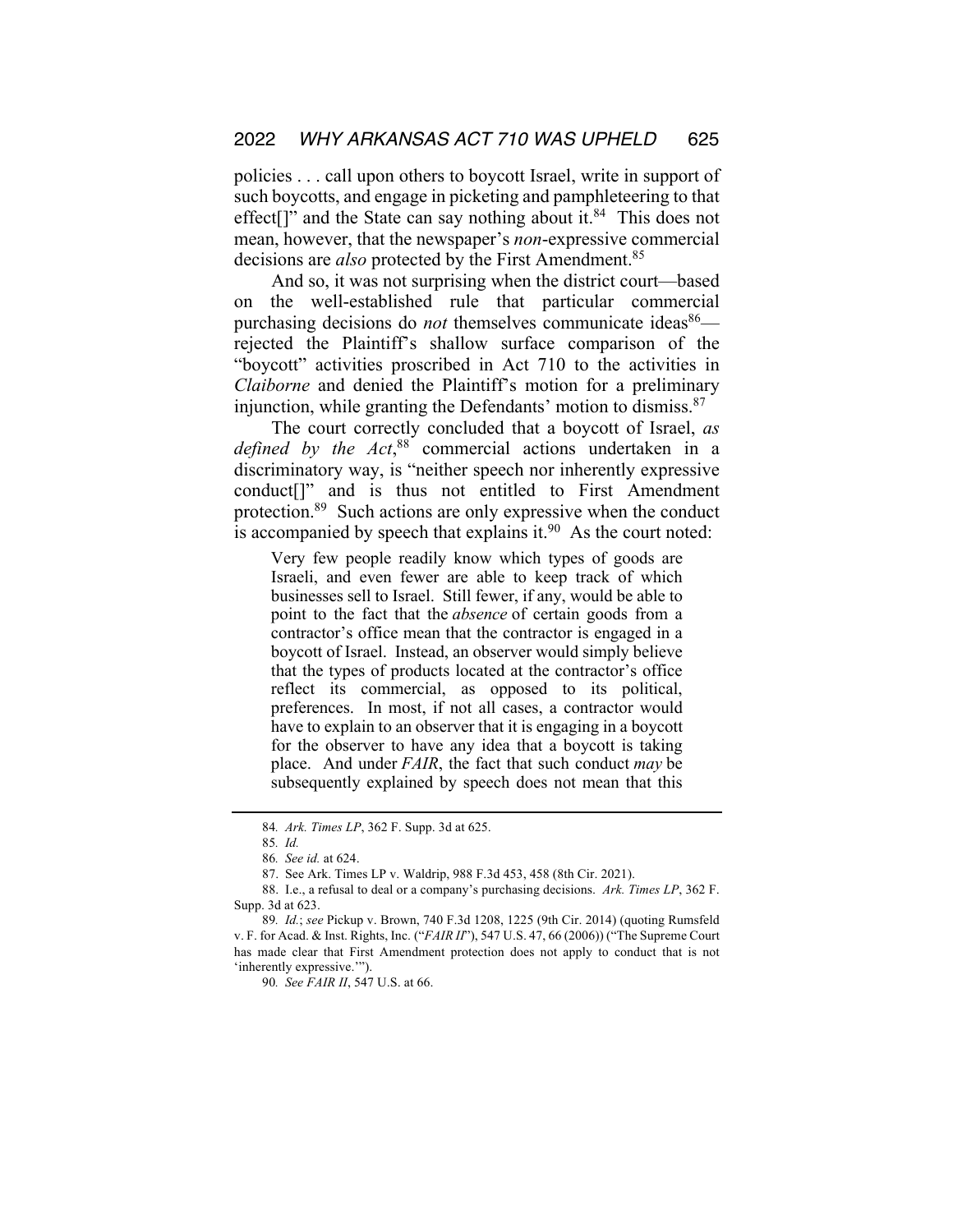policies . . . call upon others to boycott Israel, write in support of such boycotts, and engage in picketing and pamphleteering to that effect[]" and the State can say nothing about it.[84] This does not mean, however, that the newspaper's *non*-expressive commercial decisions are *also* protected by the First Amendment.[85]

And so, it was not surprising when the district court—based on the well-established rule that particular commercial purchasing decisions do *not* themselves communicate ideas[86]—rejected the Plaintiff's shallow surface comparison of the "boycott" activities proscribed in Act 710 to the activities in *Claiborne* and denied the Plaintiff's motion for a preliminary injunction, while granting the Defendants' motion to dismiss.[87]

The court correctly concluded that a boycott of Israel, *as defined by the Act*,[88] commercial actions undertaken in a discriminatory way, is "neither speech nor inherently expressive conduct[]" and is thus not entitled to First Amendment protection.[89] Such actions are only expressive when the conduct is accompanied by speech that explains it.[90] As the court noted:

> Very few people readily know which types of goods are Israeli, and even fewer are able to keep track of which businesses sell to Israel. Still fewer, if any, would be able to point to the fact that the *absence* of certain goods from a contractor's office mean that the contractor is engaged in a boycott of Israel. Instead, an observer would simply believe that the types of products located at the contractor's office reflect its commercial, as opposed to its political, preferences. In most, if not all cases, a contractor would have to explain to an observer that it is engaging in a boycott for the observer to have any idea that a boycott is taking place. And under *FAIR*, the fact that such conduct *may* be subsequently explained by speech does not mean that this

---

84. *Ark. Times LP*, 362 F. Supp. 3d at 625.

85. *Id.*

86. *See id.* at 624.

87. See Ark. Times LP v. Waldrip, 988 F.3d 453, 458 (8th Cir. 2021).

88. I.e., a refusal to deal or a company's purchasing decisions. *Ark. Times LP*, 362 F. Supp. 3d at 623.

89. *Id.*; *see* Pickup v. Brown, 740 F.3d 1208, 1225 (9th Cir. 2014) (quoting Rumsfeld v. F. for Acad. & Inst. Rights, Inc. ("*FAIR II*"), 547 U.S. 47, 66 (2006)) ("The Supreme Court has made clear that First Amendment protection does not apply to conduct that is not 'inherently expressive.'").

90. *See FAIR II*, 547 U.S. at 66.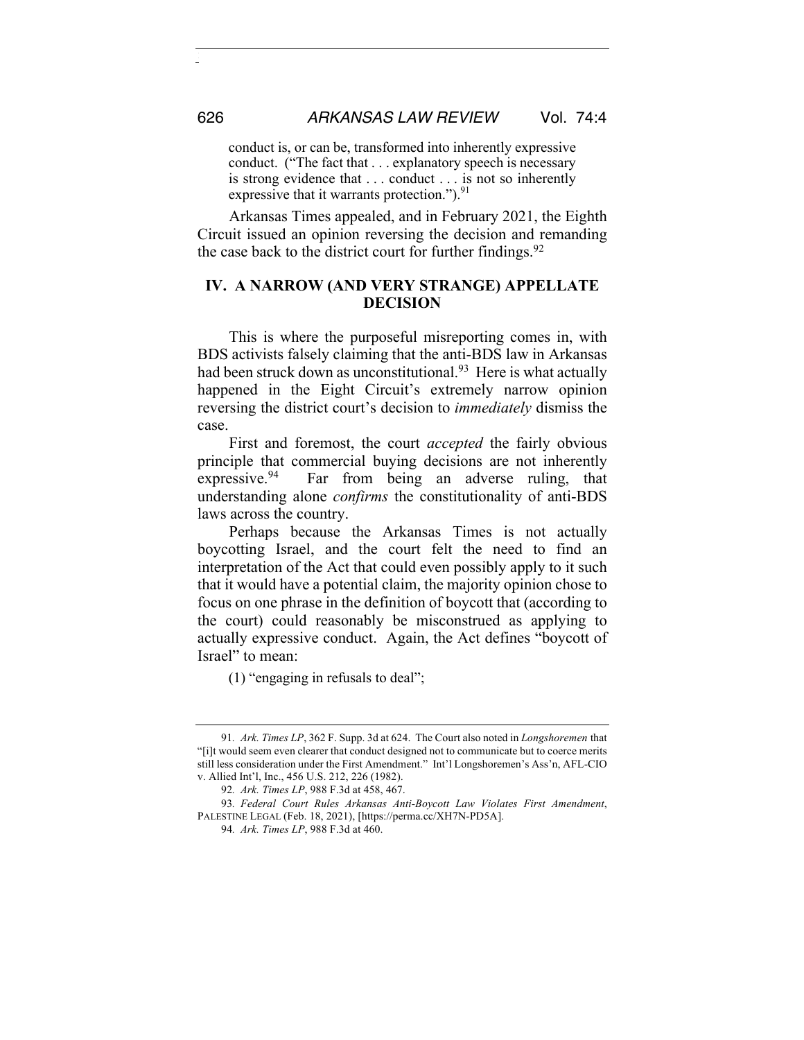conduct is, or can be, transformed into inherently expressive conduct. ("The fact that . . . explanatory speech is necessary is strong evidence that . . . conduct . . . is not so inherently expressive that it warrants protection.").[91]

Arkansas Times appealed, and in February 2021, the Eighth Circuit issued an opinion reversing the decision and remanding the case back to the district court for further findings.[92]

## IV. A NARROW (AND VERY STRANGE) APPELLATE DECISION

This is where the purposeful misreporting comes in, with BDS activists falsely claiming that the anti-BDS law in Arkansas had been struck down as unconstitutional.[93] Here is what actually happened in the Eight Circuit's extremely narrow opinion reversing the district court's decision to *immediately* dismiss the case.

First and foremost, the court *accepted* the fairly obvious principle that commercial buying decisions are not inherently expressive.[94] Far from being an adverse ruling, that understanding alone *confirms* the constitutionality of anti-BDS laws across the country.

Perhaps because the Arkansas Times is not actually boycotting Israel, and the court felt the need to find an interpretation of the Act that could even possibly apply to it such that it would have a potential claim, the majority opinion chose to focus on one phrase in the definition of boycott that (according to the court) could reasonably be misconstrued as applying to actually expressive conduct. Again, the Act defines "boycott of Israel" to mean:

(1) "engaging in refusals to deal";

---

91. *Ark. Times LP*, 362 F. Supp. 3d at 624. The Court also noted in *Longshoremen* that "[i]t would seem even clearer that conduct designed not to communicate but to coerce merits still less consideration under the First Amendment." Int'l Longshoremen's Ass'n, AFL-CIO v. Allied Int'l, Inc., 456 U.S. 212, 226 (1982).

92. *Ark. Times LP*, 988 F.3d at 458, 467.

93. *Federal Court Rules Arkansas Anti-Boycott Law Violates First Amendment*, PALESTINE LEGAL (Feb. 18, 2021), [https://perma.cc/XH7N-PD5A].

94. *Ark. Times LP*, 988 F.3d at 460.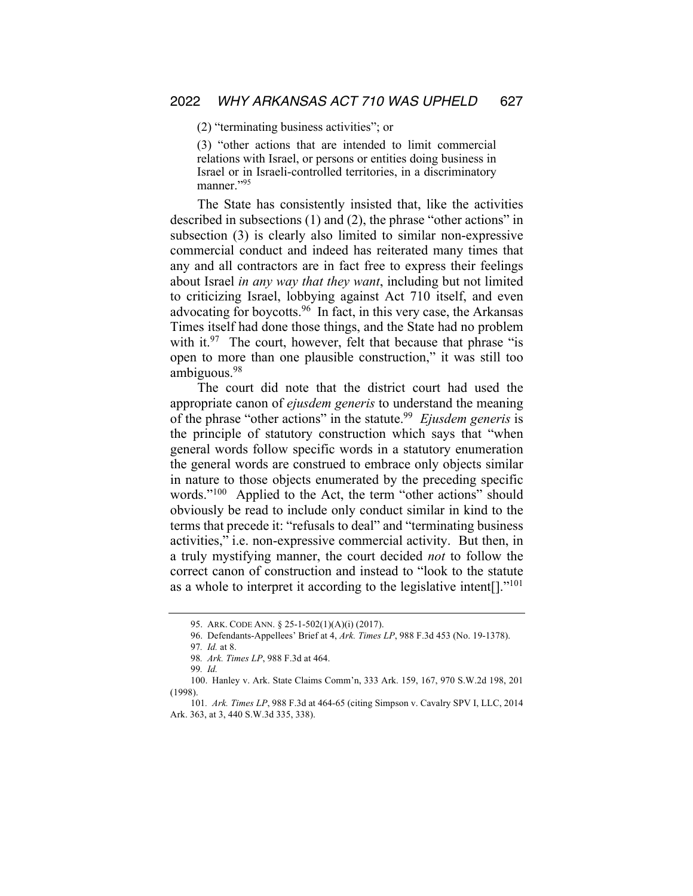(2) "terminating business activities"; or

(3) "other actions that are intended to limit commercial relations with Israel, or persons or entities doing business in Israel or in Israeli-controlled territories, in a discriminatory manner."[95]

The State has consistently insisted that, like the activities described in subsections (1) and (2), the phrase "other actions" in subsection (3) is clearly also limited to similar non-expressive commercial conduct and indeed has reiterated many times that any and all contractors are in fact free to express their feelings about Israel *in any way that they want*, including but not limited to criticizing Israel, lobbying against Act 710 itself, and even advocating for boycotts.[96] In fact, in this very case, the Arkansas Times itself had done those things, and the State had no problem with it.[97] The court, however, felt that because that phrase "is open to more than one plausible construction," it was still too ambiguous.[98]

The court did note that the district court had used the appropriate canon of *ejusdem generis* to understand the meaning of the phrase "other actions" in the statute.[99] *Ejusdem generis* is the principle of statutory construction which says that "when general words follow specific words in a statutory enumeration the general words are construed to embrace only objects similar in nature to those objects enumerated by the preceding specific words."[100] Applied to the Act, the term "other actions" should obviously be read to include only conduct similar in kind to the terms that precede it: "refusals to deal" and "terminating business activities," i.e. non-expressive commercial activity. But then, in a truly mystifying manner, the court decided *not* to follow the correct canon of construction and instead to "look to the statute as a whole to interpret it according to the legislative intent[]."[101]

---

95. ARK. CODE ANN. § 25-1-502(1)(A)(i) (2017).

96. Defendants-Appellees' Brief at 4, *Ark. Times LP*, 988 F.3d 453 (No. 19-1378).

97. *Id.* at 8.

98. *Ark. Times LP*, 988 F.3d at 464.

99. *Id.*

100. Hanley v. Ark. State Claims Comm'n, 333 Ark. 159, 167, 970 S.W.2d 198, 201 (1998).

101. *Ark. Times LP*, 988 F.3d at 464-65 (citing Simpson v. Cavalry SPV I, LLC, 2014 Ark. 363, at 3, 440 S.W.3d 335, 338).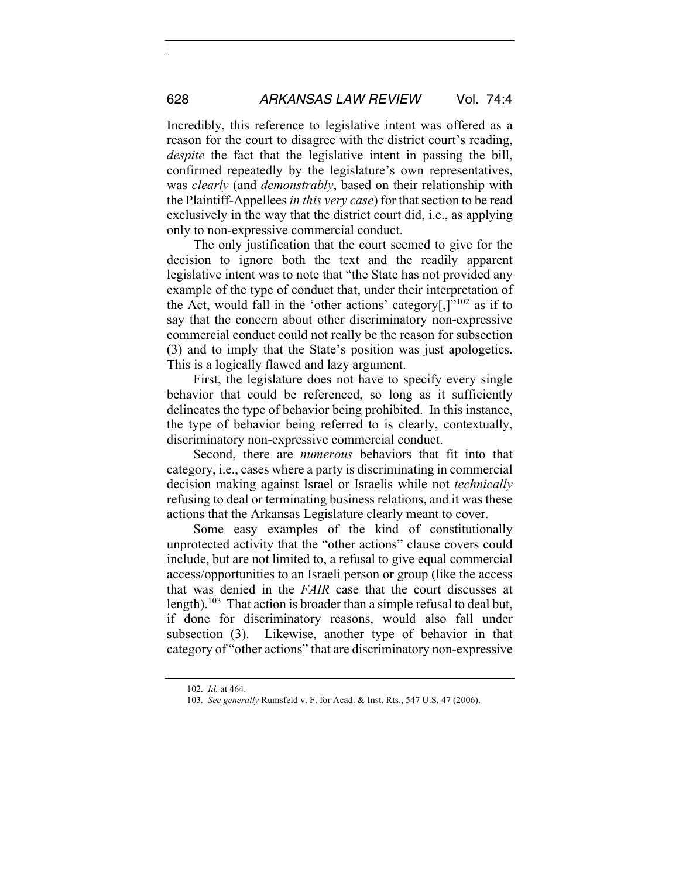Incredibly, this reference to legislative intent was offered as a reason for the court to disagree with the district court's reading, *despite* the fact that the legislative intent in passing the bill, confirmed repeatedly by the legislature's own representatives, was *clearly* (and *demonstrably*, based on their relationship with the Plaintiff-Appellees *in this very case*) for that section to be read exclusively in the way that the district court did, i.e., as applying only to non-expressive commercial conduct.

The only justification that the court seemed to give for the decision to ignore both the text and the readily apparent legislative intent was to note that "the State has not provided any example of the type of conduct that, under their interpretation of the Act, would fall in the 'other actions' category[,]"[102] as if to say that the concern about other discriminatory non-expressive commercial conduct could not really be the reason for subsection (3) and to imply that the State's position was just apologetics. This is a logically flawed and lazy argument.

First, the legislature does not have to specify every single behavior that could be referenced, so long as it sufficiently delineates the type of behavior being prohibited. In this instance, the type of behavior being referred to is clearly, contextually, discriminatory non-expressive commercial conduct.

Second, there are *numerous* behaviors that fit into that category, i.e., cases where a party is discriminating in commercial decision making against Israel or Israelis while not *technically* refusing to deal or terminating business relations, and it was these actions that the Arkansas Legislature clearly meant to cover.

Some easy examples of the kind of constitutionally unprotected activity that the "other actions" clause covers could include, but are not limited to, a refusal to give equal commercial access/opportunities to an Israeli person or group (like the access that was denied in the *FAIR* case that the court discusses at length).[103] That action is broader than a simple refusal to deal but, if done for discriminatory reasons, would also fall under subsection (3). Likewise, another type of behavior in that category of "other actions" that are discriminatory non-expressive

---

102. *Id.* at 464.

103. *See generally* Rumsfeld v. F. for Acad. & Inst. Rts., 547 U.S. 47 (2006).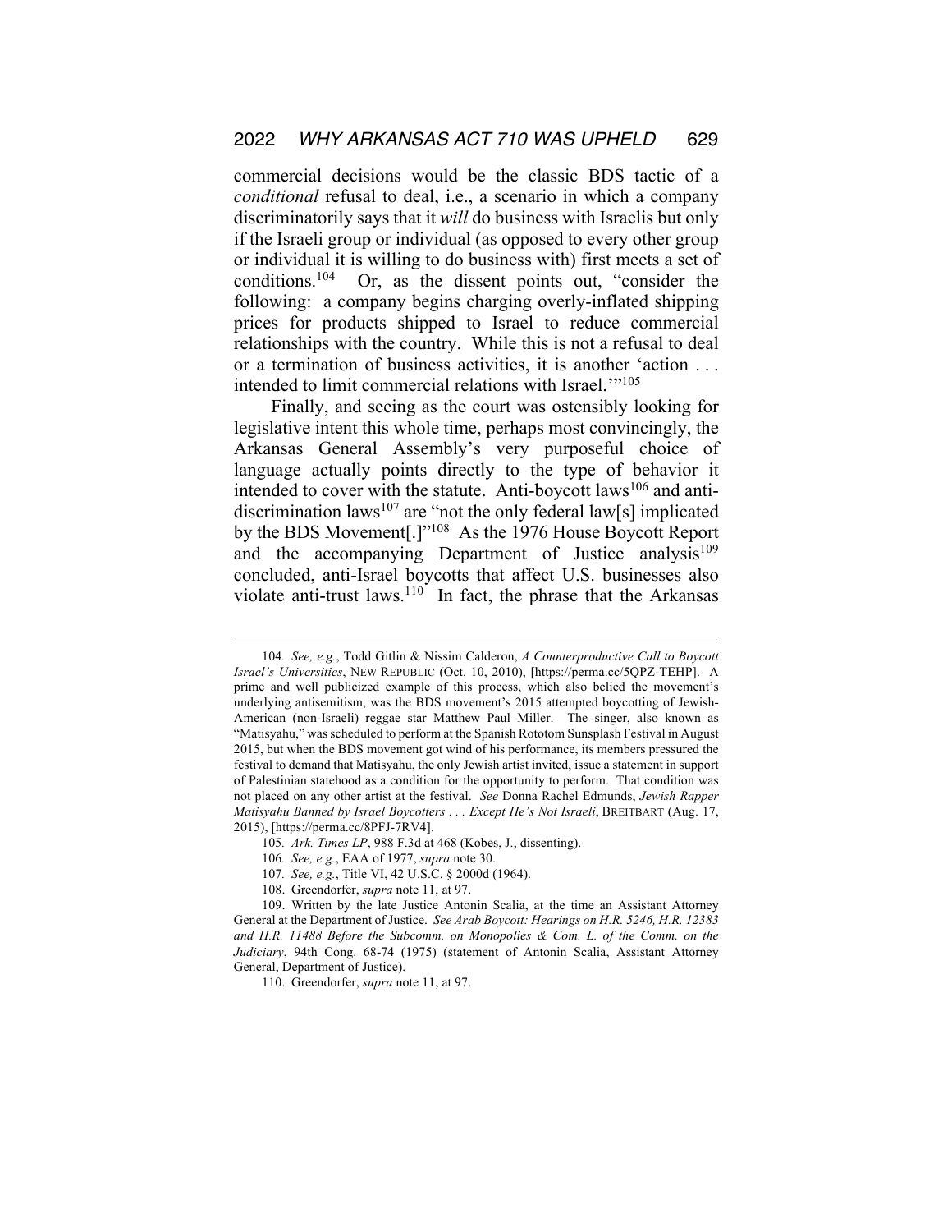commercial decisions would be the classic BDS tactic of a *conditional* refusal to deal, i.e., a scenario in which a company discriminatorily says that it *will* do business with Israelis but only if the Israeli group or individual (as opposed to every other group or individual it is willing to do business with) first meets a set of conditions.[104] Or, as the dissent points out, "consider the following: a company begins charging overly-inflated shipping prices for products shipped to Israel to reduce commercial relationships with the country. While this is not a refusal to deal or a termination of business activities, it is another 'action . . . intended to limit commercial relations with Israel.'"[105]

Finally, and seeing as the court was ostensibly looking for legislative intent this whole time, perhaps most convincingly, the Arkansas General Assembly's very purposeful choice of language actually points directly to the type of behavior it intended to cover with the statute. Anti-boycott laws[106] and anti-discrimination laws[107] are "not the only federal law[s] implicated by the BDS Movement[.]"[108] As the 1976 House Boycott Report and the accompanying Department of Justice analysis[109] concluded, anti-Israel boycotts that affect U.S. businesses also violate anti-trust laws.[110] In fact, the phrase that the Arkansas

---

104. *See, e.g.*, Todd Gitlin & Nissim Calderon, *A Counterproductive Call to Boycott Israel's Universities*, NEW REPUBLIC (Oct. 10, 2010), [https://perma.cc/5QPZ-TEHP]. A prime and well publicized example of this process, which also belied the movement's underlying antisemitism, was the BDS movement's 2015 attempted boycotting of Jewish-American (non-Israeli) reggae star Matthew Paul Miller. The singer, also known as "Matisyahu," was scheduled to perform at the Spanish Rototom Sunsplash Festival in August 2015, but when the BDS movement got wind of his performance, its members pressured the festival to demand that Matisyahu, the only Jewish artist invited, issue a statement in support of Palestinian statehood as a condition for the opportunity to perform. That condition was not placed on any other artist at the festival. *See* Donna Rachel Edmunds, *Jewish Rapper Matisyahu Banned by Israel Boycotters . . . Except He's Not Israeli*, BREITBART (Aug. 17, 2015), [https://perma.cc/8PFJ-7RV4].

105. *Ark. Times LP*, 988 F.3d at 468 (Kobes, J., dissenting).

106. *See, e.g.*, EAA of 1977, *supra* note 30.

107. *See, e.g.*, Title VI, 42 U.S.C. § 2000d (1964).

108. Greendorfer, *supra* note 11, at 97.

109. Written by the late Justice Antonin Scalia, at the time an Assistant Attorney General at the Department of Justice. *See Arab Boycott: Hearings on H.R. 5246, H.R. 12383 and H.R. 11488 Before the Subcomm. on Monopolies & Com. L. of the Comm. on the Judiciary*, 94th Cong. 68-74 (1975) (statement of Antonin Scalia, Assistant Attorney General, Department of Justice).

110. Greendorfer, *supra* note 11, at 97.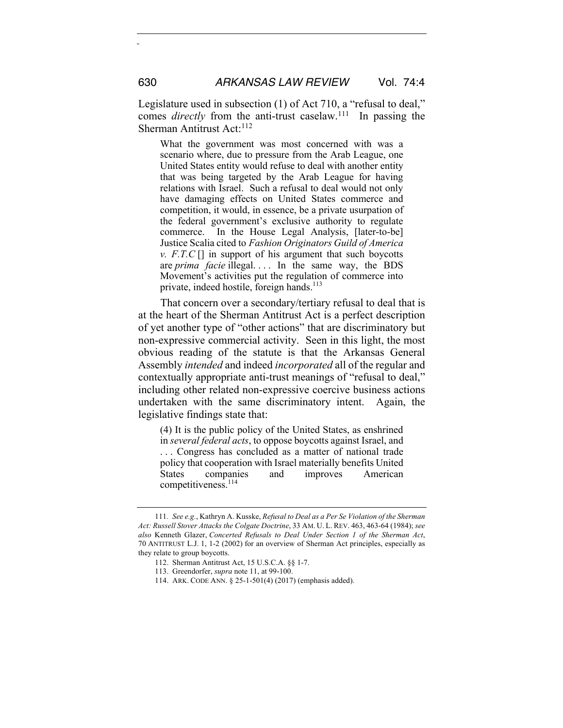Legislature used in subsection (1) of Act 710, a "refusal to deal," comes *directly* from the anti-trust caselaw.[111] In passing the Sherman Antitrust Act:[112]

> What the government was most concerned with was a scenario where, due to pressure from the Arab League, one United States entity would refuse to deal with another entity that was being targeted by the Arab League for having relations with Israel. Such a refusal to deal would not only have damaging effects on United States commerce and competition, it would, in essence, be a private usurpation of the federal government's exclusive authority to regulate commerce. In the House Legal Analysis, [later-to-be] Justice Scalia cited to *Fashion Originators Guild of America v. F.T.C* [] in support of his argument that such boycotts are *prima facie* illegal. . . . In the same way, the BDS Movement's activities put the regulation of commerce into private, indeed hostile, foreign hands.[113]

That concern over a secondary/tertiary refusal to deal that is at the heart of the Sherman Antitrust Act is a perfect description of yet another type of "other actions" that are discriminatory but non-expressive commercial activity. Seen in this light, the most obvious reading of the statute is that the Arkansas General Assembly *intended* and indeed *incorporated* all of the regular and contextually appropriate anti-trust meanings of "refusal to deal," including other related non-expressive coercive business actions undertaken with the same discriminatory intent. Again, the legislative findings state that:

> (4) It is the public policy of the United States, as enshrined in *several federal acts*, to oppose boycotts against Israel, and . . . Congress has concluded as a matter of national trade policy that cooperation with Israel materially benefits United States companies and improves American competitiveness.[114]

---

111. *See e.g.*, Kathryn A. Kusske, *Refusal to Deal as a Per Se Violation of the Sherman Act: Russell Stover Attacks the Colgate Doctrine*, 33 AM. U. L. REV. 463, 463-64 (1984); *see also* Kenneth Glazer, *Concerted Refusals to Deal Under Section 1 of the Sherman Act*, 70 ANTITRUST L.J. 1, 1-2 (2002) for an overview of Sherman Act principles, especially as they relate to group boycotts.

112. Sherman Antitrust Act, 15 U.S.C.A. §§ 1-7.

113. Greendorfer, *supra* note 11, at 99-100.

114. ARK. CODE ANN. § 25-1-501(4) (2017) (emphasis added).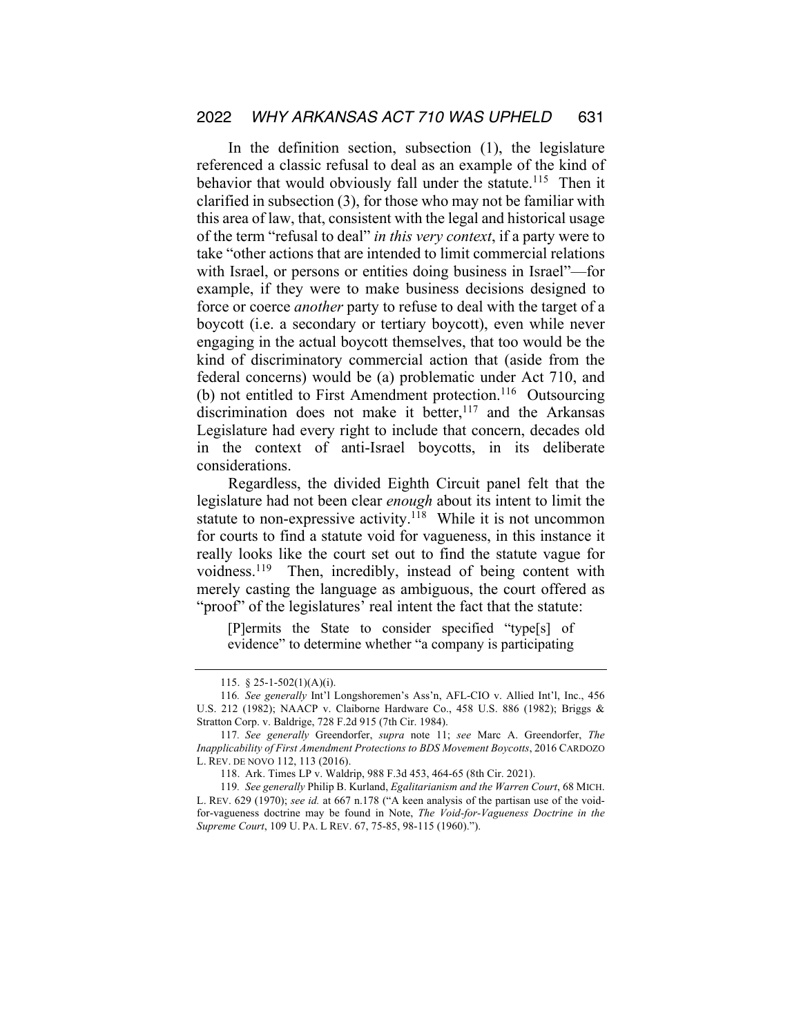In the definition section, subsection (1), the legislature referenced a classic refusal to deal as an example of the kind of behavior that would obviously fall under the statute.[115] Then it clarified in subsection (3), for those who may not be familiar with this area of law, that, consistent with the legal and historical usage of the term "refusal to deal" *in this very context*, if a party were to take "other actions that are intended to limit commercial relations with Israel, or persons or entities doing business in Israel"—for example, if they were to make business decisions designed to force or coerce *another* party to refuse to deal with the target of a boycott (i.e. a secondary or tertiary boycott), even while never engaging in the actual boycott themselves, that too would be the kind of discriminatory commercial action that (aside from the federal concerns) would be (a) problematic under Act 710, and (b) not entitled to First Amendment protection.[116] Outsourcing discrimination does not make it better,[117] and the Arkansas Legislature had every right to include that concern, decades old in the context of anti-Israel boycotts, in its deliberate considerations.

Regardless, the divided Eighth Circuit panel felt that the legislature had not been clear *enough* about its intent to limit the statute to non-expressive activity.[118] While it is not uncommon for courts to find a statute void for vagueness, in this instance it really looks like the court set out to find the statute vague for voidness.[119] Then, incredibly, instead of being content with merely casting the language as ambiguous, the court offered as "proof" of the legislatures' real intent the fact that the statute:

> [P]ermits the State to consider specified "type[s] of evidence" to determine whether "a company is participating

---

115. § 25-1-502(1)(A)(i).

116. *See generally* Int'l Longshoremen's Ass'n, AFL-CIO v. Allied Int'l, Inc., 456 U.S. 212 (1982); NAACP v. Claiborne Hardware Co., 458 U.S. 886 (1982); Briggs & Stratton Corp. v. Baldrige, 728 F.2d 915 (7th Cir. 1984).

117. *See generally* Greendorfer, *supra* note 11; *see* Marc A. Greendorfer, *The Inapplicability of First Amendment Protections to BDS Movement Boycotts*, 2016 CARDOZO L. REV. DE NOVO 112, 113 (2016).

118. Ark. Times LP v. Waldrip, 988 F.3d 453, 464-65 (8th Cir. 2021).

119. *See generally* Philip B. Kurland, *Egalitarianism and the Warren Court*, 68 MICH. L. REV. 629 (1970); *see id.* at 667 n.178 ("A keen analysis of the partisan use of the void-for-vagueness doctrine may be found in Note, *The Void-for-Vagueness Doctrine in the Supreme Court*, 109 U. PA. L REV. 67, 75-85, 98-115 (1960).").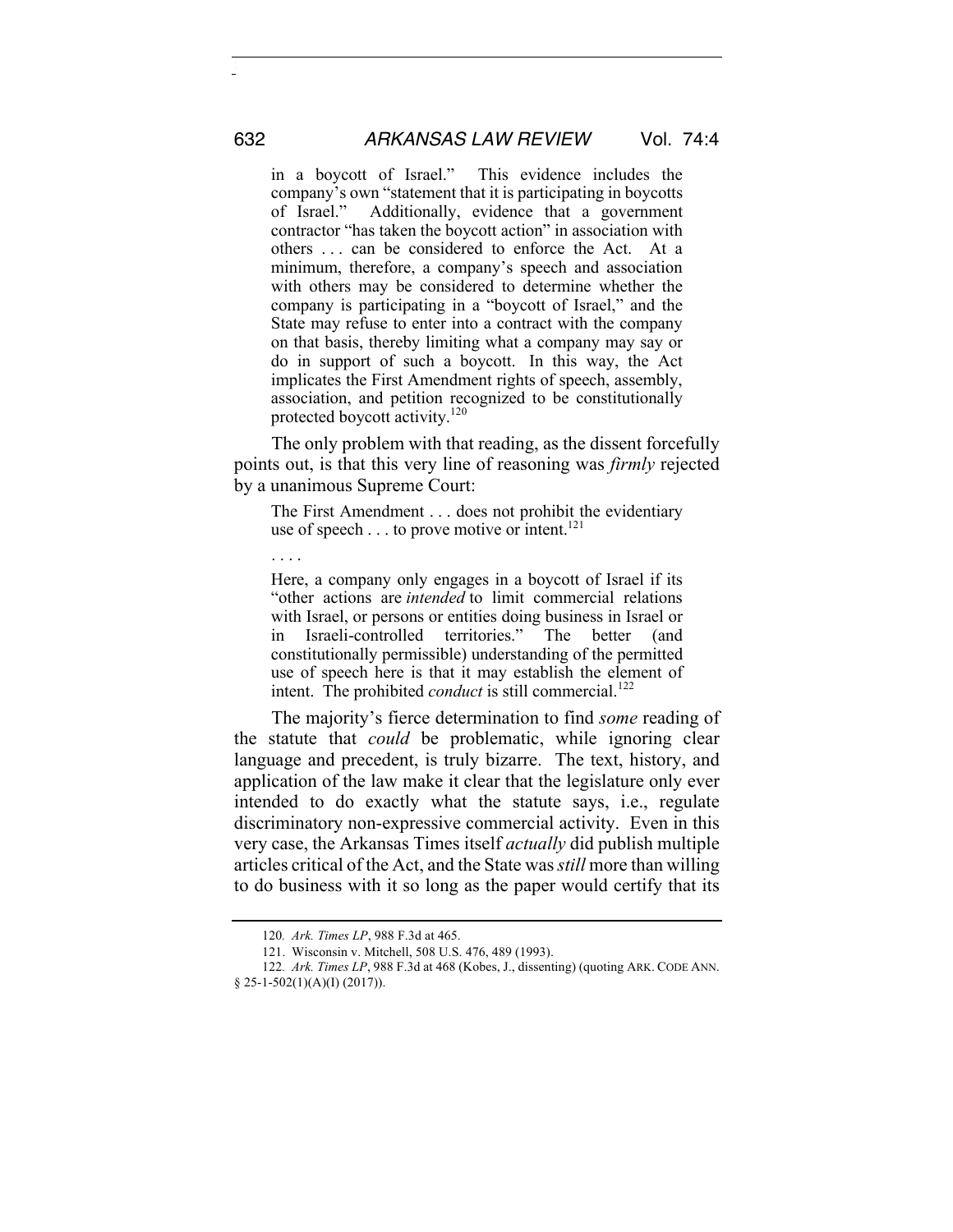> in a boycott of Israel." This evidence includes the company's own "statement that it is participating in boycotts of Israel." Additionally, evidence that a government contractor "has taken the boycott action" in association with others . . . can be considered to enforce the Act. At a minimum, therefore, a company's speech and association with others may be considered to determine whether the company is participating in a "boycott of Israel," and the State may refuse to enter into a contract with the company on that basis, thereby limiting what a company may say or do in support of such a boycott. In this way, the Act implicates the First Amendment rights of speech, assembly, association, and petition recognized to be constitutionally protected boycott activity.[120]

The only problem with that reading, as the dissent forcefully points out, is that this very line of reasoning was *firmly* rejected by a unanimous Supreme Court:

> The First Amendment . . . does not prohibit the evidentiary use of speech . . . to prove motive or intent.[121]
>
> . . . .
>
> Here, a company only engages in a boycott of Israel if its "other actions are *intended* to limit commercial relations with Israel, or persons or entities doing business in Israel or in Israeli-controlled territories." The better (and constitutionally permissible) understanding of the permitted use of speech here is that it may establish the element of intent. The prohibited *conduct* is still commercial.[122]

The majority's fierce determination to find *some* reading of the statute that *could* be problematic, while ignoring clear language and precedent, is truly bizarre. The text, history, and application of the law make it clear that the legislature only ever intended to do exactly what the statute says, i.e., regulate discriminatory non-expressive commercial activity. Even in this very case, the Arkansas Times itself *actually* did publish multiple articles critical of the Act, and the State was *still* more than willing to do business with it so long as the paper would certify that its

---

120. *Ark. Times LP*, 988 F.3d at 465.

121. Wisconsin v. Mitchell, 508 U.S. 476, 489 (1993).

122. *Ark. Times LP*, 988 F.3d at 468 (Kobes, J., dissenting) (quoting ARK. CODE ANN. § 25-1-502(1)(A)(I) (2017)).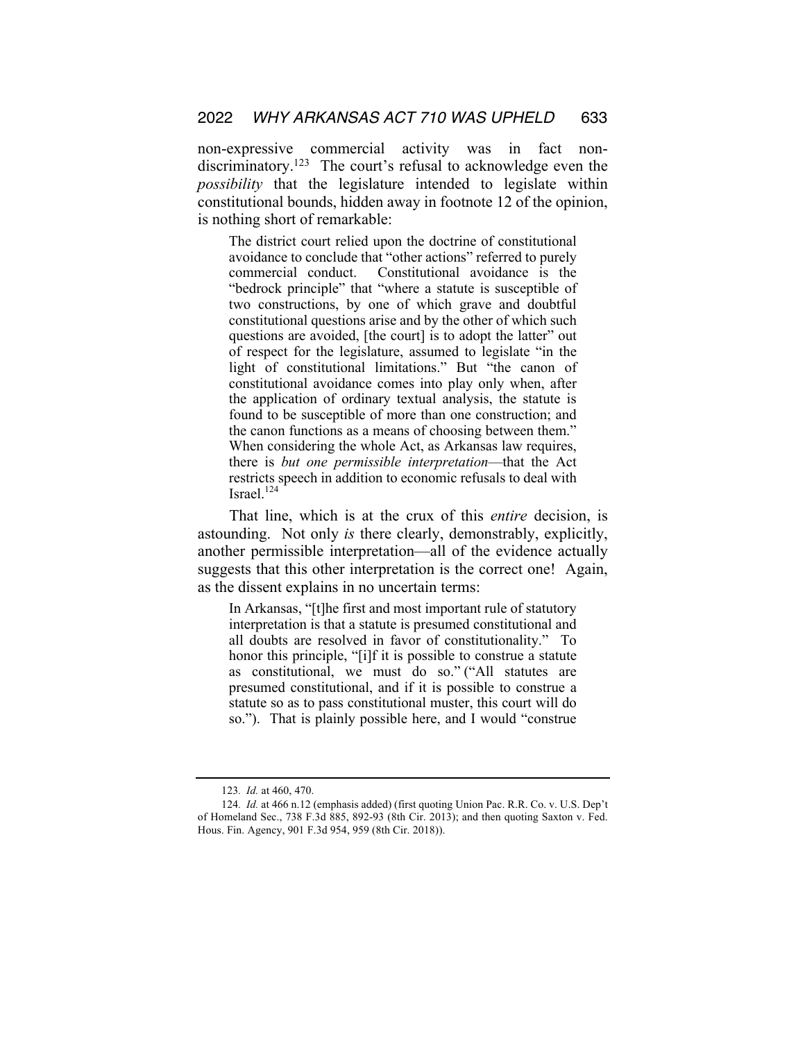non-expressive commercial activity was in fact non-discriminatory.[123] The court's refusal to acknowledge even the *possibility* that the legislature intended to legislate within constitutional bounds, hidden away in footnote 12 of the opinion, is nothing short of remarkable:

> The district court relied upon the doctrine of constitutional avoidance to conclude that "other actions" referred to purely commercial conduct. Constitutional avoidance is the "bedrock principle" that "where a statute is susceptible of two constructions, by one of which grave and doubtful constitutional questions arise and by the other of which such questions are avoided, [the court] is to adopt the latter" out of respect for the legislature, assumed to legislate "in the light of constitutional limitations." But "the canon of constitutional avoidance comes into play only when, after the application of ordinary textual analysis, the statute is found to be susceptible of more than one construction; and the canon functions as a means of choosing between them." When considering the whole Act, as Arkansas law requires, there is *but one permissible interpretation*—that the Act restricts speech in addition to economic refusals to deal with Israel.[124]

That line, which is at the crux of this *entire* decision, is astounding. Not only *is* there clearly, demonstrably, explicitly, another permissible interpretation—all of the evidence actually suggests that this other interpretation is the correct one! Again, as the dissent explains in no uncertain terms:

> In Arkansas, "[t]he first and most important rule of statutory interpretation is that a statute is presumed constitutional and all doubts are resolved in favor of constitutionality." To honor this principle, "[i]f it is possible to construe a statute as constitutional, we must do so." ("All statutes are presumed constitutional, and if it is possible to construe a statute so as to pass constitutional muster, this court will do so."). That is plainly possible here, and I would "construe

---

123. *Id.* at 460, 470.

124. *Id.* at 466 n.12 (emphasis added) (first quoting Union Pac. R.R. Co. v. U.S. Dep't of Homeland Sec., 738 F.3d 885, 892-93 (8th Cir. 2013); and then quoting Saxton v. Fed. Hous. Fin. Agency, 901 F.3d 954, 959 (8th Cir. 2018)).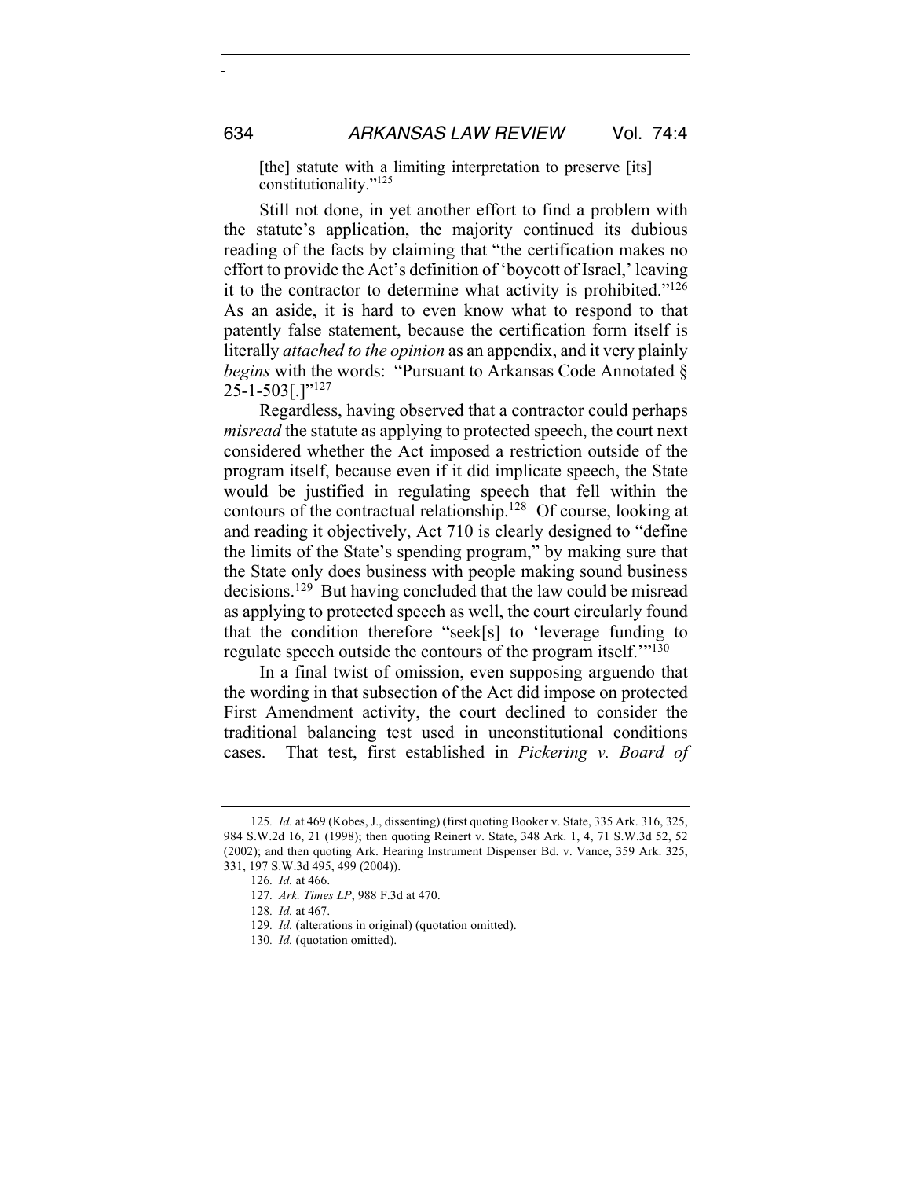[the] statute with a limiting interpretation to preserve [its] constitutionality."[125]

Still not done, in yet another effort to find a problem with the statute's application, the majority continued its dubious reading of the facts by claiming that "the certification makes no effort to provide the Act's definition of 'boycott of Israel,' leaving it to the contractor to determine what activity is prohibited."[126] As an aside, it is hard to even know what to respond to that patently false statement, because the certification form itself is literally *attached to the opinion* as an appendix, and it very plainly *begins* with the words: "Pursuant to Arkansas Code Annotated § 25-1-503[.]"[127]

Regardless, having observed that a contractor could perhaps *misread* the statute as applying to protected speech, the court next considered whether the Act imposed a restriction outside of the program itself, because even if it did implicate speech, the State would be justified in regulating speech that fell within the contours of the contractual relationship.[128] Of course, looking at and reading it objectively, Act 710 is clearly designed to "define the limits of the State's spending program," by making sure that the State only does business with people making sound business decisions.[129] But having concluded that the law could be misread as applying to protected speech as well, the court circularly found that the condition therefore "seek[s] to 'leverage funding to regulate speech outside the contours of the program itself.'"[130]

In a final twist of omission, even supposing arguendo that the wording in that subsection of the Act did impose on protected First Amendment activity, the court declined to consider the traditional balancing test used in unconstitutional conditions cases. That test, first established in *Pickering v. Board of*

---

125. *Id.* at 469 (Kobes, J., dissenting) (first quoting Booker v. State, 335 Ark. 316, 325, 984 S.W.2d 16, 21 (1998); then quoting Reinert v. State, 348 Ark. 1, 4, 71 S.W.3d 52, 52 (2002); and then quoting Ark. Hearing Instrument Dispenser Bd. v. Vance, 359 Ark. 325, 331, 197 S.W.3d 495, 499 (2004)).

126. *Id.* at 466.

127. *Ark. Times LP*, 988 F.3d at 470.

128. *Id.* at 467.

129. *Id.* (alterations in original) (quotation omitted).

130. *Id.* (quotation omitted).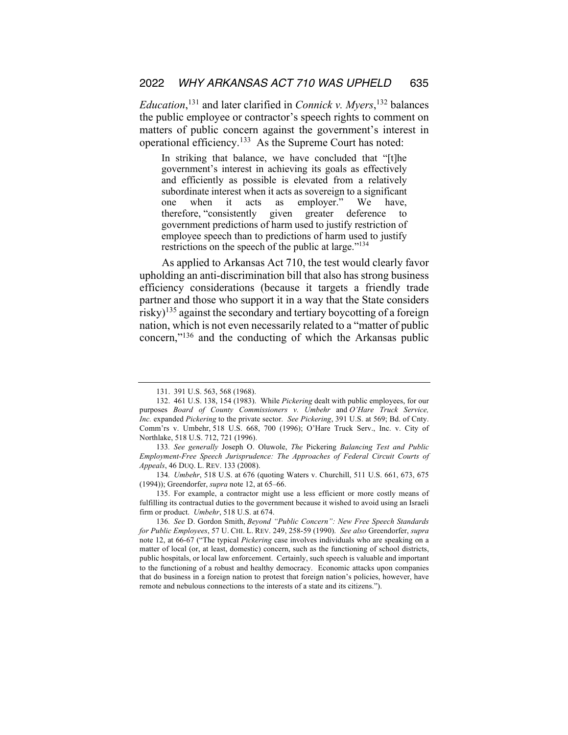*Education*,[131] and later clarified in *Connick v. Myers*,[132] balances the public employee or contractor's speech rights to comment on matters of public concern against the government's interest in operational efficiency.[133] As the Supreme Court has noted:

> In striking that balance, we have concluded that "[t]he government's interest in achieving its goals as effectively and efficiently as possible is elevated from a relatively subordinate interest when it acts as sovereign to a significant one when it acts as employer." We have, therefore, "consistently given greater deference to government predictions of harm used to justify restriction of employee speech than to predictions of harm used to justify restrictions on the speech of the public at large."[134]

As applied to Arkansas Act 710, the test would clearly favor upholding an anti-discrimination bill that also has strong business efficiency considerations (because it targets a friendly trade partner and those who support it in a way that the State considers risky)[135] against the secondary and tertiary boycotting of a foreign nation, which is not even necessarily related to a "matter of public concern,"[136] and the conducting of which the Arkansas public

---

131. 391 U.S. 563, 568 (1968).

132. 461 U.S. 138, 154 (1983). While *Pickering* dealt with public employees, for our purposes *Board of County Commissioners v. Umbehr* and *O'Hare Truck Service, Inc.* expanded *Pickering* to the private sector. *See Pickering*, 391 U.S. at 569; Bd. of Cnty. Comm'rs v. Umbehr, 518 U.S. 668, 700 (1996); O'Hare Truck Serv., Inc. v. City of Northlake, 518 U.S. 712, 721 (1996).

133. *See generally* Joseph O. Oluwole, *The* Pickering *Balancing Test and Public Employment-Free Speech Jurisprudence: The Approaches of Federal Circuit Courts of Appeals*, 46 DUQ. L. REV. 133 (2008).

134. *Umbehr*, 518 U.S. at 676 (quoting Waters v. Churchill, 511 U.S. 661, 673, 675 (1994)); Greendorfer, *supra* note 12, at 65–66.

135. For example, a contractor might use a less efficient or more costly means of fulfilling its contractual duties to the government because it wished to avoid using an Israeli firm or product. *Umbehr*, 518 U.S. at 674.

136. *See* D. Gordon Smith, *Beyond "Public Concern": New Free Speech Standards for Public Employees*, 57 U. CHI. L. REV. 249, 258-59 (1990). *See also* Greendorfer, *supra* note 12, at 66-67 ("The typical *Pickering* case involves individuals who are speaking on a matter of local (or, at least, domestic) concern, such as the functioning of school districts, public hospitals, or local law enforcement. Certainly, such speech is valuable and important to the functioning of a robust and healthy democracy. Economic attacks upon companies that do business in a foreign nation to protest that foreign nation's policies, however, have remote and nebulous connections to the interests of a state and its citizens.").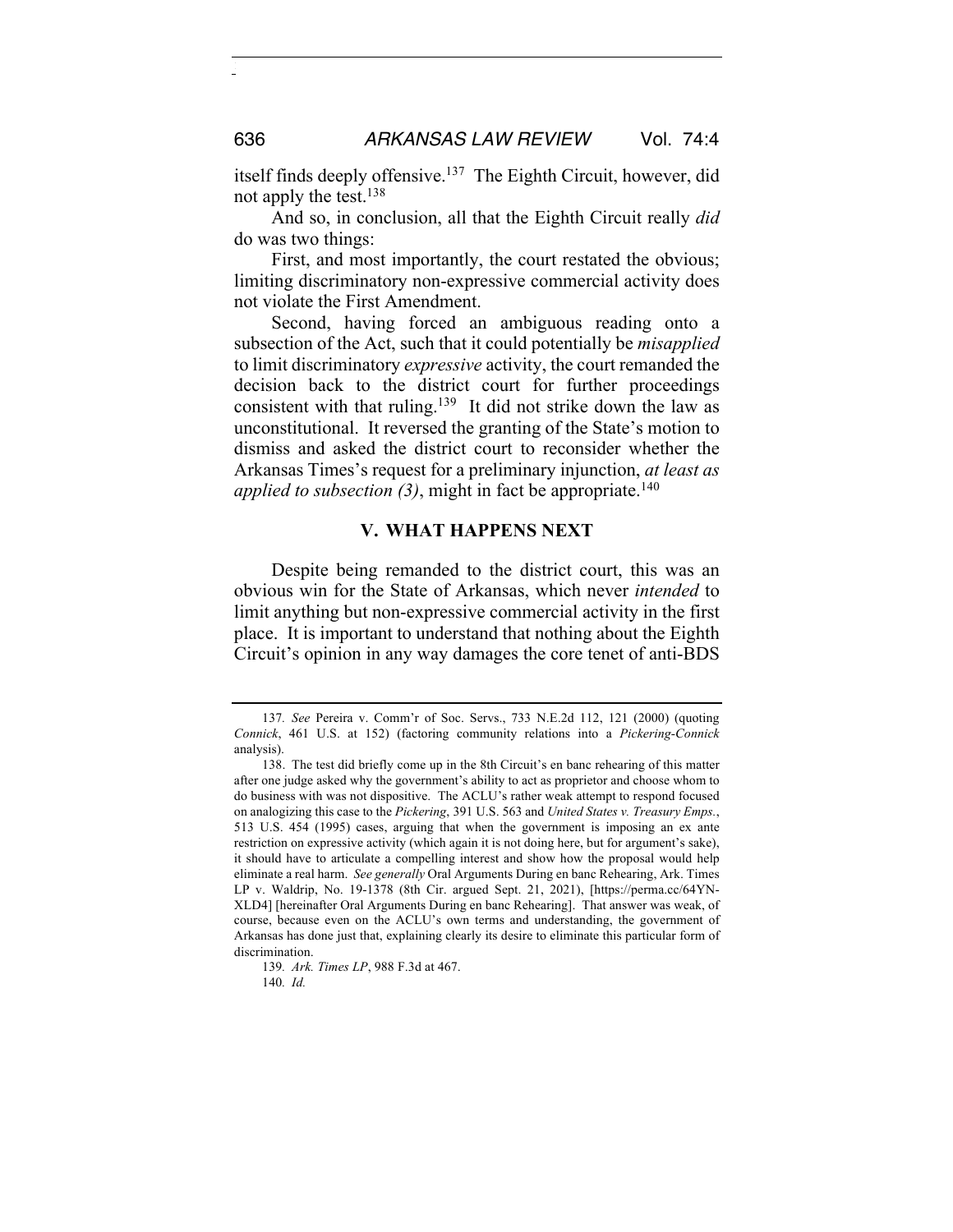itself finds deeply offensive.[137] The Eighth Circuit, however, did not apply the test.[138]

And so, in conclusion, all that the Eighth Circuit really *did* do was two things:

First, and most importantly, the court restated the obvious; limiting discriminatory non-expressive commercial activity does not violate the First Amendment.

Second, having forced an ambiguous reading onto a subsection of the Act, such that it could potentially be *misapplied* to limit discriminatory *expressive* activity, the court remanded the decision back to the district court for further proceedings consistent with that ruling.[139] It did not strike down the law as unconstitutional. It reversed the granting of the State's motion to dismiss and asked the district court to reconsider whether the Arkansas Times's request for a preliminary injunction, *at least as applied to subsection (3)*, might in fact be appropriate.[140]

## V. WHAT HAPPENS NEXT

Despite being remanded to the district court, this was an obvious win for the State of Arkansas, which never *intended* to limit anything but non-expressive commercial activity in the first place. It is important to understand that nothing about the Eighth Circuit's opinion in any way damages the core tenet of anti-BDS

---

137. *See* Pereira v. Comm'r of Soc. Servs., 733 N.E.2d 112, 121 (2000) (quoting *Connick*, 461 U.S. at 152) (factoring community relations into a *Pickering*-*Connick* analysis).

138. The test did briefly come up in the 8th Circuit's en banc rehearing of this matter after one judge asked why the government's ability to act as proprietor and choose whom to do business with was not dispositive. The ACLU's rather weak attempt to respond focused on analogizing this case to the *Pickering*, 391 U.S. 563 and *United States v. Treasury Emps.*, 513 U.S. 454 (1995) cases, arguing that when the government is imposing an ex ante restriction on expressive activity (which again it is not doing here, but for argument's sake), it should have to articulate a compelling interest and show how the proposal would help eliminate a real harm. *See generally* Oral Arguments During en banc Rehearing, Ark. Times LP v. Waldrip, No. 19-1378 (8th Cir. argued Sept. 21, 2021), [https://perma.cc/64YN-XLD4] [hereinafter Oral Arguments During en banc Rehearing]. That answer was weak, of course, because even on the ACLU's own terms and understanding, the government of Arkansas has done just that, explaining clearly its desire to eliminate this particular form of discrimination.

139. *Ark. Times LP*, 988 F.3d at 467.

140. *Id.*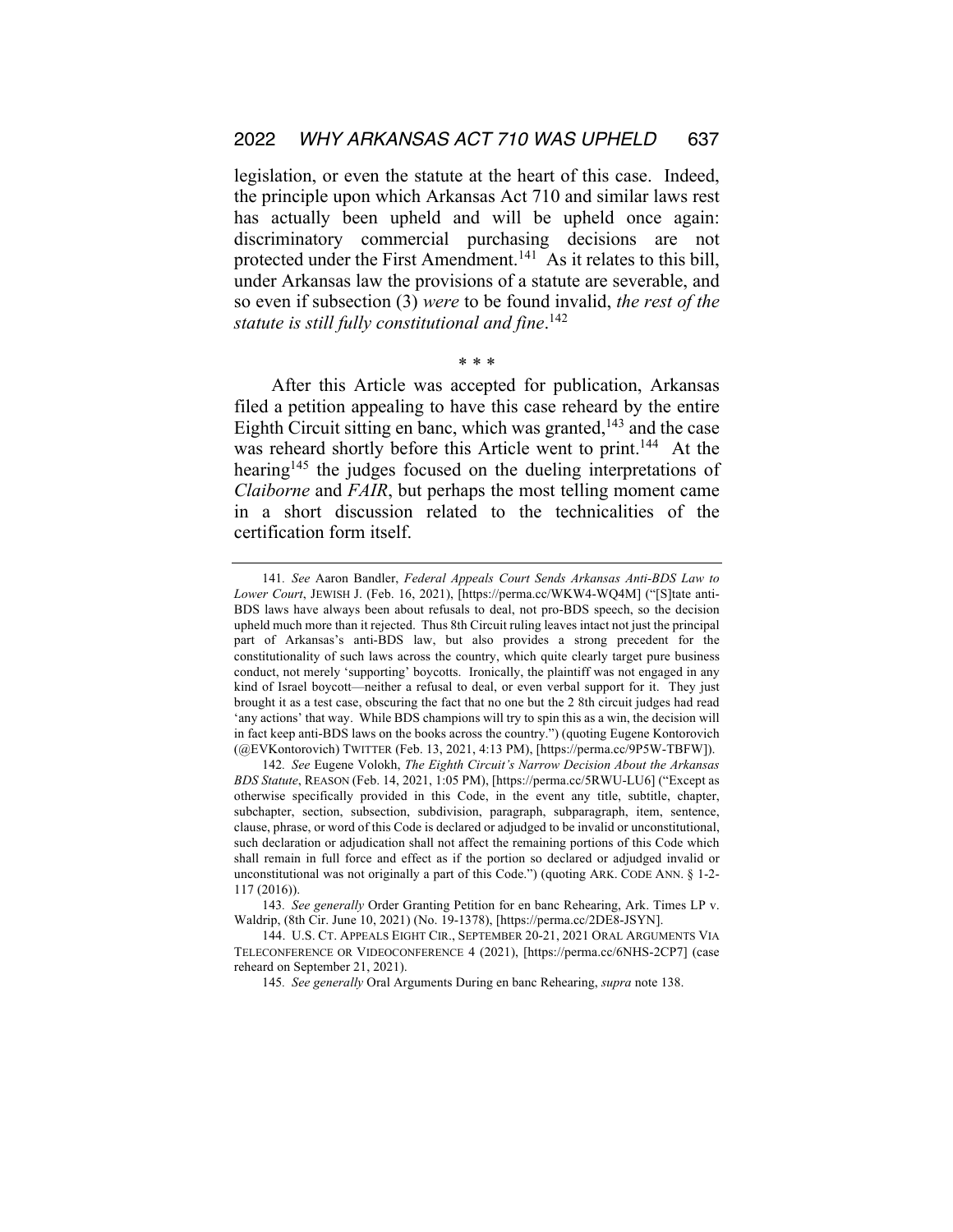legislation, or even the statute at the heart of this case. Indeed, the principle upon which Arkansas Act 710 and similar laws rest has actually been upheld and will be upheld once again: discriminatory commercial purchasing decisions are not protected under the First Amendment.[141] As it relates to this bill, under Arkansas law the provisions of a statute are severable, and so even if subsection (3) *were* to be found invalid, *the rest of the statute is still fully constitutional and fine*.[142]

\* \* \*

After this Article was accepted for publication, Arkansas filed a petition appealing to have this case reheard by the entire Eighth Circuit sitting en banc, which was granted,[143] and the case was reheard shortly before this Article went to print.[144] At the hearing[145] the judges focused on the dueling interpretations of *Claiborne* and *FAIR*, but perhaps the most telling moment came in a short discussion related to the technicalities of the certification form itself.

---

141. *See* Aaron Bandler, *Federal Appeals Court Sends Arkansas Anti-BDS Law to Lower Court*, JEWISH J. (Feb. 16, 2021), [https://perma.cc/WKW4-WQ4M] ("[S]tate anti-BDS laws have always been about refusals to deal, not pro-BDS speech, so the decision upheld much more than it rejected. Thus 8th Circuit ruling leaves intact not just the principal part of Arkansas's anti-BDS law, but also provides a strong precedent for the constitutionality of such laws across the country, which quite clearly target pure business conduct, not merely 'supporting' boycotts. Ironically, the plaintiff was not engaged in any kind of Israel boycott—neither a refusal to deal, or even verbal support for it. They just brought it as a test case, obscuring the fact that no one but the 2 8th circuit judges had read 'any actions' that way. While BDS champions will try to spin this as a win, the decision will in fact keep anti-BDS laws on the books across the country.") (quoting Eugene Kontorovich (@EVKontorovich) TWITTER (Feb. 13, 2021, 4:13 PM), [https://perma.cc/9P5W-TBFW]).

142. *See* Eugene Volokh, *The Eighth Circuit's Narrow Decision About the Arkansas BDS Statute*, REASON (Feb. 14, 2021, 1:05 PM), [https://perma.cc/5RWU-LU6] ("Except as otherwise specifically provided in this Code, in the event any title, subtitle, chapter, subchapter, section, subsection, subdivision, paragraph, subparagraph, item, sentence, clause, phrase, or word of this Code is declared or adjudged to be invalid or unconstitutional, such declaration or adjudication shall not affect the remaining portions of this Code which shall remain in full force and effect as if the portion so declared or adjudged invalid or unconstitutional was not originally a part of this Code.") (quoting ARK. CODE ANN. § 1-2-117 (2016)).

143. *See generally* Order Granting Petition for en banc Rehearing, Ark. Times LP v. Waldrip, (8th Cir. June 10, 2021) (No. 19-1378), [https://perma.cc/2DE8-JSYN].

144. U.S. CT. APPEALS EIGHT CIR., SEPTEMBER 20-21, 2021 ORAL ARGUMENTS VIA TELECONFERENCE OR VIDEOCONFERENCE 4 (2021), [https://perma.cc/6NHS-2CP7] (case reheard on September 21, 2021).

145. *See generally* Oral Arguments During en banc Rehearing, *supra* note 138.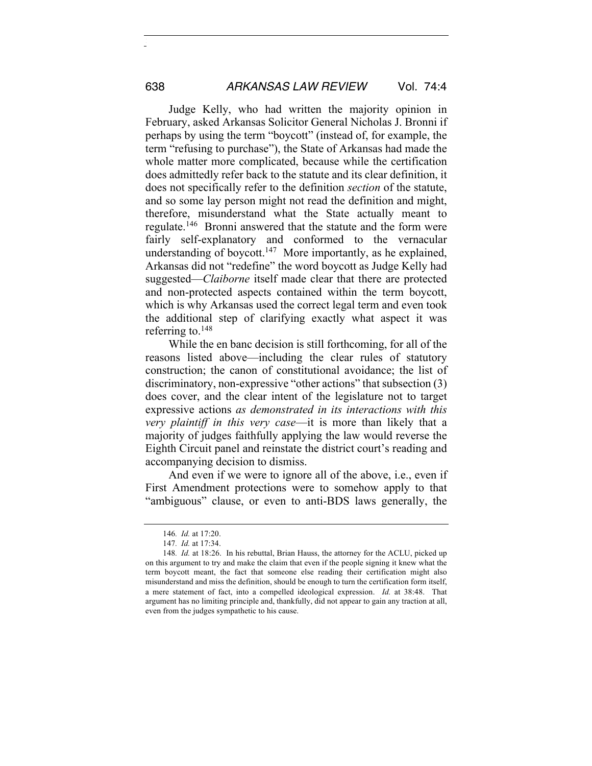Judge Kelly, who had written the majority opinion in February, asked Arkansas Solicitor General Nicholas J. Bronni if perhaps by using the term "boycott" (instead of, for example, the term "refusing to purchase"), the State of Arkansas had made the whole matter more complicated, because while the certification does admittedly refer back to the statute and its clear definition, it does not specifically refer to the definition *section* of the statute, and so some lay person might not read the definition and might, therefore, misunderstand what the State actually meant to regulate.[146] Bronni answered that the statute and the form were fairly self-explanatory and conformed to the vernacular understanding of boycott.[147] More importantly, as he explained, Arkansas did not "redefine" the word boycott as Judge Kelly had suggested—*Claiborne* itself made clear that there are protected and non-protected aspects contained within the term boycott, which is why Arkansas used the correct legal term and even took the additional step of clarifying exactly what aspect it was referring to.[148]

While the en banc decision is still forthcoming, for all of the reasons listed above—including the clear rules of statutory construction; the canon of constitutional avoidance; the list of discriminatory, non-expressive "other actions" that subsection (3) does cover, and the clear intent of the legislature not to target expressive actions *as demonstrated in its interactions with this very plaintiff in this very case*—it is more than likely that a majority of judges faithfully applying the law would reverse the Eighth Circuit panel and reinstate the district court's reading and accompanying decision to dismiss.

And even if we were to ignore all of the above, i.e., even if First Amendment protections were to somehow apply to that "ambiguous" clause, or even to anti-BDS laws generally, the

---

146. *Id.* at 17:20.

147. *Id.* at 17:34.

148. *Id.* at 18:26. In his rebuttal, Brian Hauss, the attorney for the ACLU, picked up on this argument to try and make the claim that even if the people signing it knew what the term boycott meant, the fact that someone else reading their certification might also misunderstand and miss the definition, should be enough to turn the certification form itself, a mere statement of fact, into a compelled ideological expression. *Id.* at 38:48. That argument has no limiting principle and, thankfully, did not appear to gain any traction at all, even from the judges sympathetic to his cause.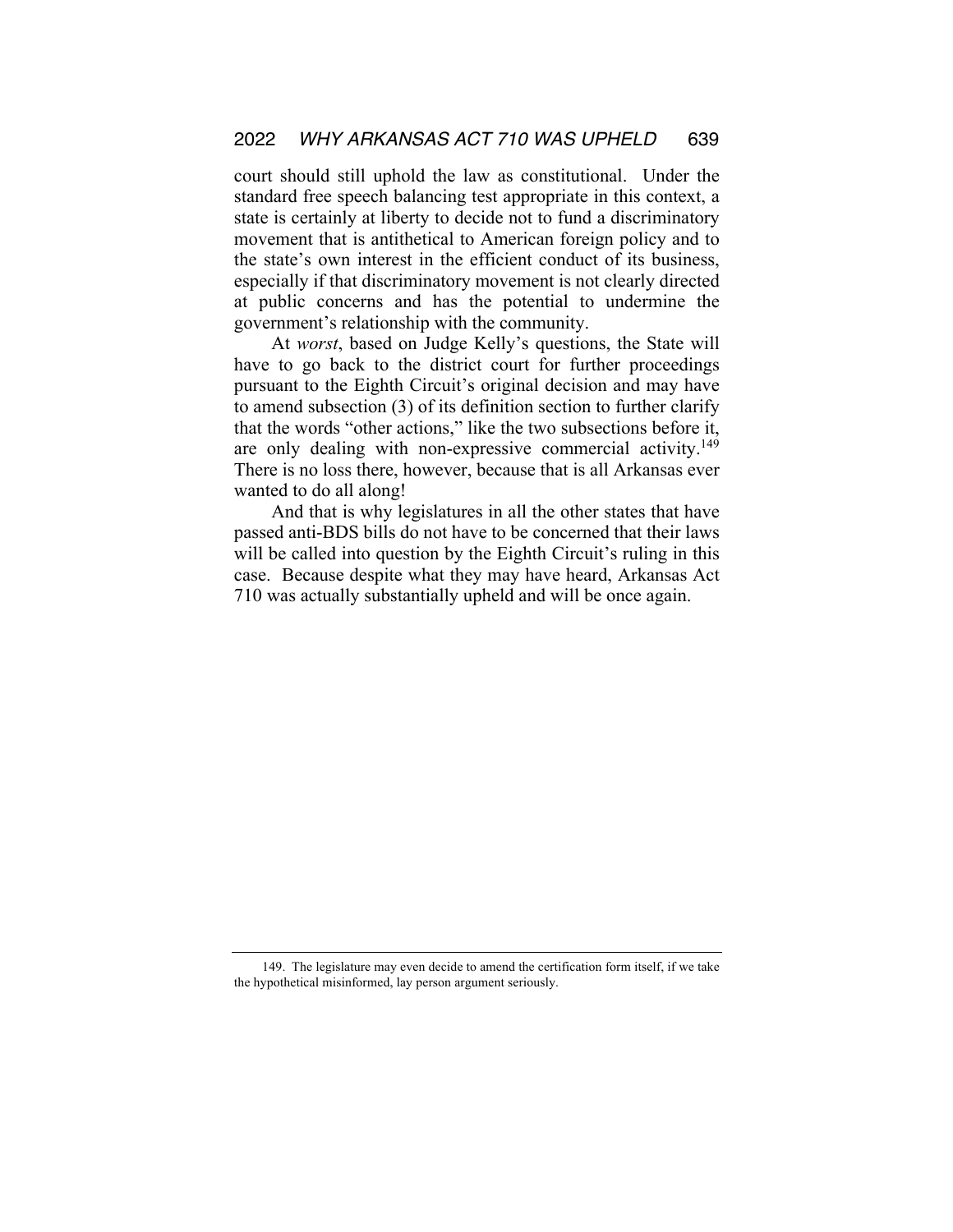court should still uphold the law as constitutional. Under the standard free speech balancing test appropriate in this context, a state is certainly at liberty to decide not to fund a discriminatory movement that is antithetical to American foreign policy and to the state's own interest in the efficient conduct of its business, especially if that discriminatory movement is not clearly directed at public concerns and has the potential to undermine the government's relationship with the community.

At *worst*, based on Judge Kelly's questions, the State will have to go back to the district court for further proceedings pursuant to the Eighth Circuit's original decision and may have to amend subsection (3) of its definition section to further clarify that the words "other actions," like the two subsections before it, are only dealing with non-expressive commercial activity.[149] There is no loss there, however, because that is all Arkansas ever wanted to do all along!

And that is why legislatures in all the other states that have passed anti-BDS bills do not have to be concerned that their laws will be called into question by the Eighth Circuit's ruling in this case. Because despite what they may have heard, Arkansas Act 710 was actually substantially upheld and will be once again.

149. The legislature may even decide to amend the certification form itself, if we take the hypothetical misinformed, lay person argument seriously.